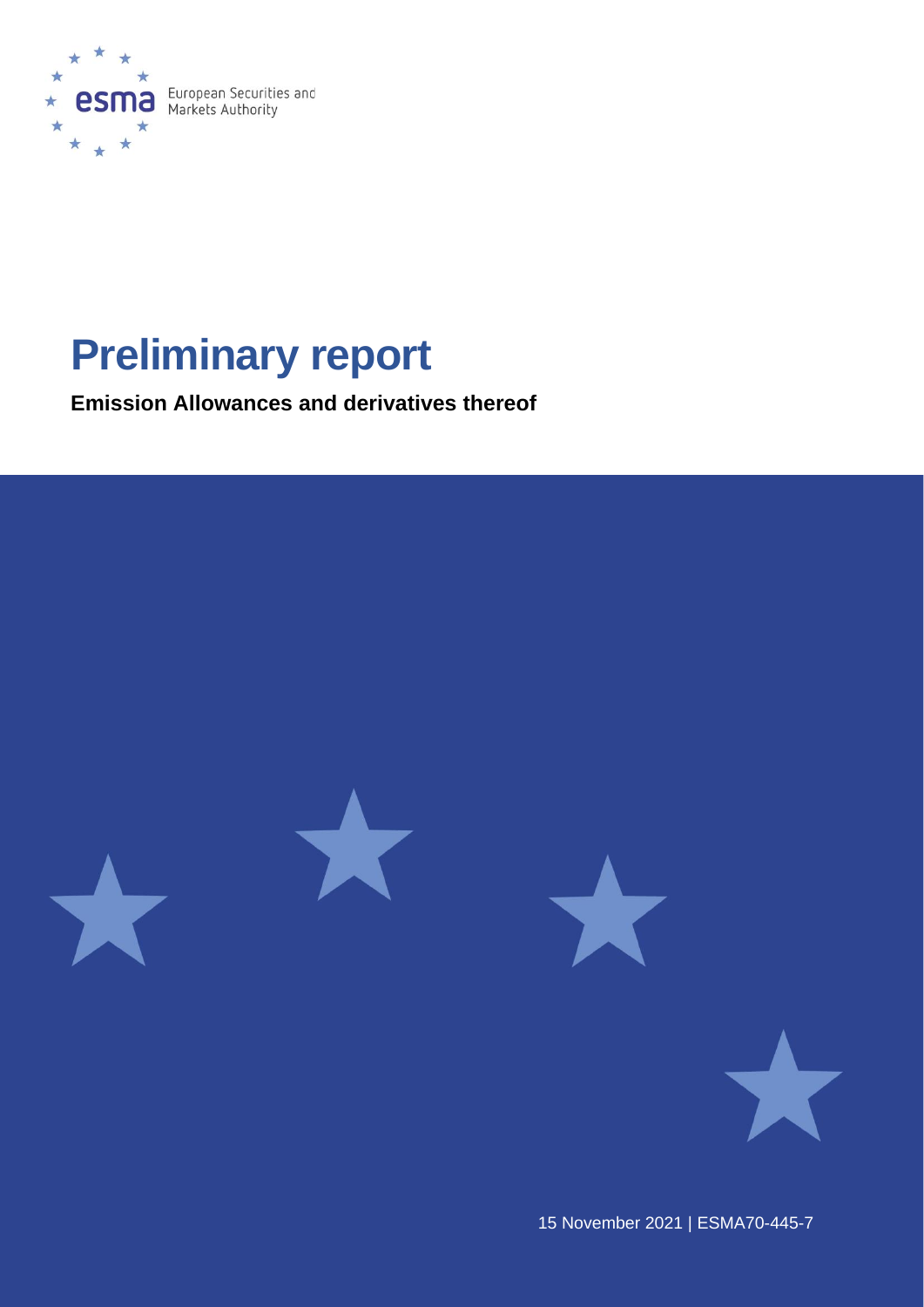European Securities and Markets Authority

# Preliminary report

**Emission Allowances and derivatives thereof**

15 November 2021 | ESMA70-445-7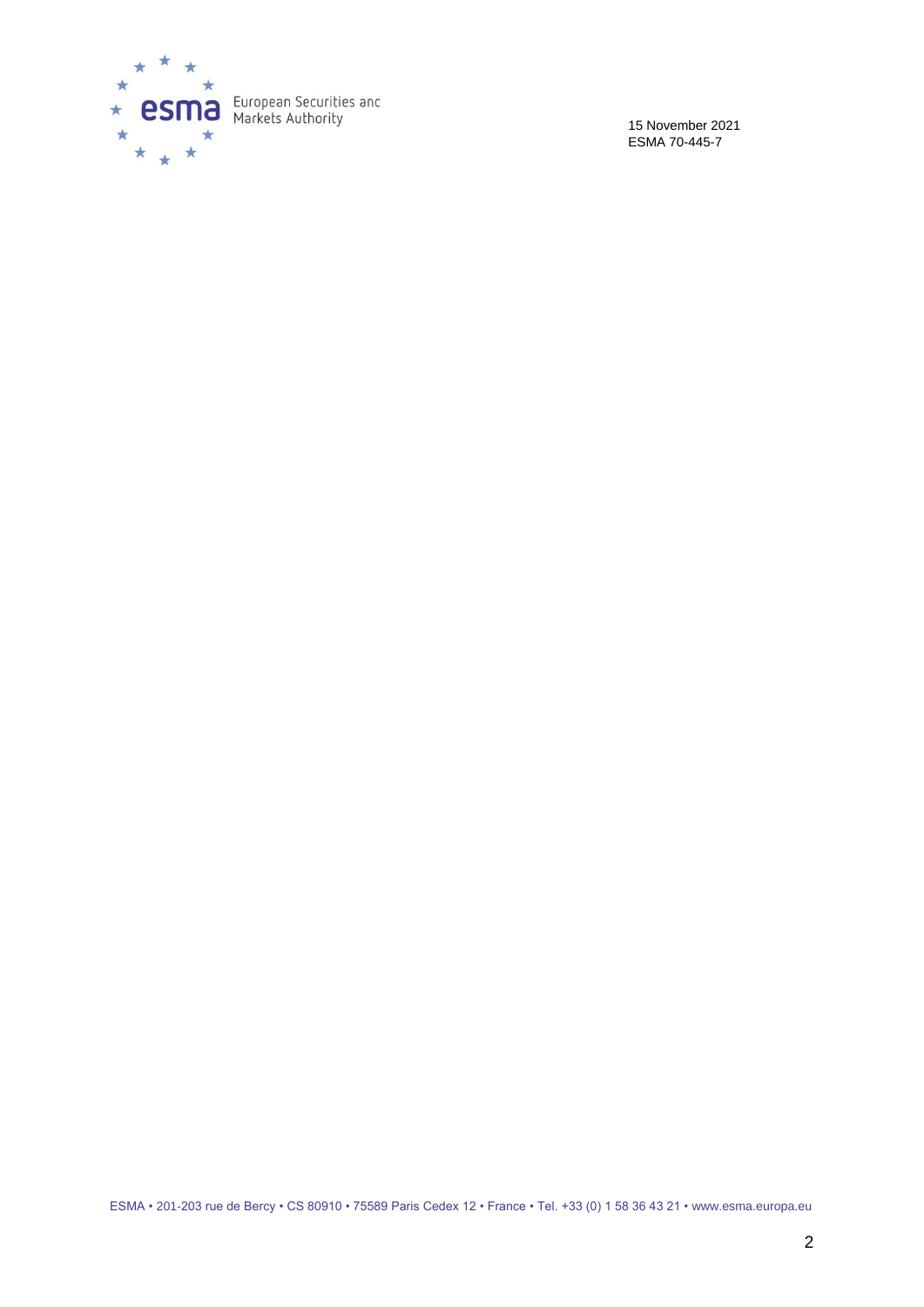15 November 2021
ESMA 70-445-7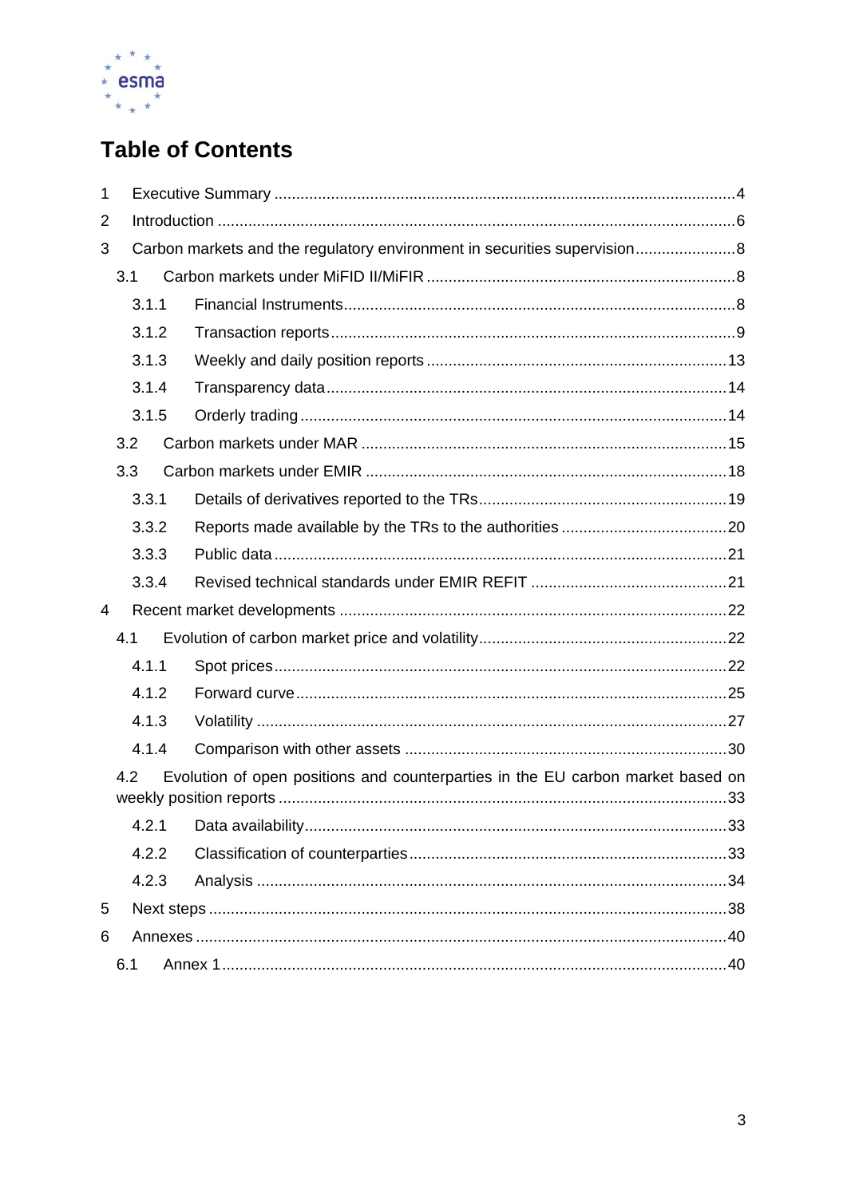# Table of Contents

1 Executive Summary ........................................................................................................4

2 Introduction .....................................................................................................................6

3 Carbon markets and the regulatory environment in securities supervision.......................8

3.1 Carbon markets under MiFID II/MiFIR ......................................................................8

3.1.1 Financial Instruments.........................................................................................8

3.1.2 Transaction reports............................................................................................9

3.1.3 Weekly and daily position reports ....................................................................13

3.1.4 Transparency data...........................................................................................14

3.1.5 Orderly trading .................................................................................................14

3.2 Carbon markets under MAR ...................................................................................15

3.3 Carbon markets under EMIR ..................................................................................18

3.3.1 Details of derivatives reported to the TRs.........................................................19

3.3.2 Reports made available by the TRs to the authorities ......................................20

3.3.3 Public data .......................................................................................................21

3.3.4 Revised technical standards under EMIR REFIT .............................................21

4 Recent market developments ........................................................................................22

4.1 Evolution of carbon market price and volatility........................................................22

4.1.1 Spot prices.......................................................................................................22

4.1.2 Forward curve..................................................................................................25

4.1.3 Volatility ...........................................................................................................27

4.1.4 Comparison with other assets .........................................................................30

4.2 Evolution of open positions and counterparties in the EU carbon market based on weekly position reports .....................................................................................................33

4.2.1 Data availability................................................................................................33

4.2.2 Classification of counterparties........................................................................33

4.2.3 Analysis ...........................................................................................................34

5 Next steps .....................................................................................................................38

6 Annexes ........................................................................................................................40

6.1 Annex 1..................................................................................................................40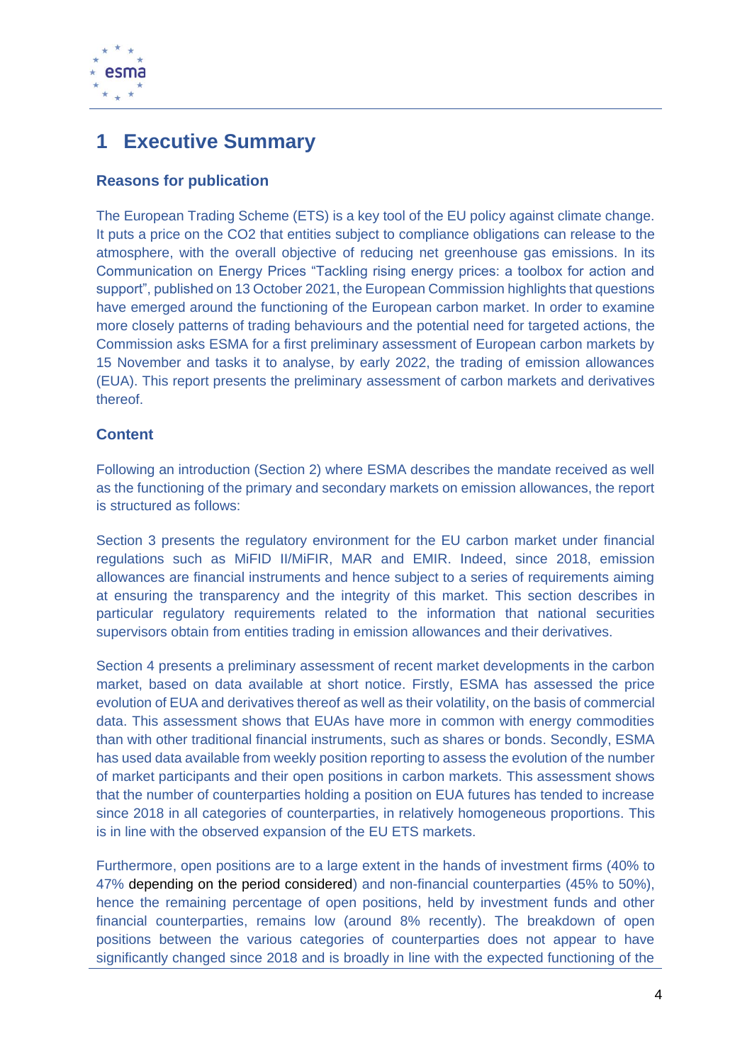# 1 Executive Summary

### Reasons for publication

The European Trading Scheme (ETS) is a key tool of the EU policy against climate change. It puts a price on the $CO_2$ that entities subject to compliance obligations can release to the atmosphere, with the overall objective of reducing net greenhouse gas emissions. In its Communication on Energy Prices "Tackling rising energy prices: a toolbox for action and support", published on 13 October 2021, the European Commission highlights that questions have emerged around the functioning of the European carbon market. In order to examine more closely patterns of trading behaviours and the potential need for targeted actions, the Commission asks ESMA for a first preliminary assessment of European carbon markets by 15 November and tasks it to analyse, by early 2022, the trading of emission allowances (EUA). This report presents the preliminary assessment of carbon markets and derivatives thereof.

### Content

Following an introduction (Section 2) where ESMA describes the mandate received as well as the functioning of the primary and secondary markets on emission allowances, the report is structured as follows:

Section 3 presents the regulatory environment for the EU carbon market under financial regulations such as MiFID II/MiFIR, MAR and EMIR. Indeed, since 2018, emission allowances are financial instruments and hence subject to a series of requirements aiming at ensuring the transparency and the integrity of this market. This section describes in particular regulatory requirements related to the information that national securities supervisors obtain from entities trading in emission allowances and their derivatives.

Section 4 presents a preliminary assessment of recent market developments in the carbon market, based on data available at short notice. Firstly, ESMA has assessed the price evolution of EUA and derivatives thereof as well as their volatility, on the basis of commercial data. This assessment shows that EUAs have more in common with energy commodities than with other traditional financial instruments, such as shares or bonds. Secondly, ESMA has used data available from weekly position reporting to assess the evolution of the number of market participants and their open positions in carbon markets. This assessment shows that the number of counterparties holding a position on EUA futures has tended to increase since 2018 in all categories of counterparties, in relatively homogeneous proportions. This is in line with the observed expansion of the EU ETS markets.

Furthermore, open positions are to a large extent in the hands of investment firms (40% to 47% depending on the period considered) and non-financial counterparties (45% to 50%), hence the remaining percentage of open positions, held by investment funds and other financial counterparties, remains low (around 8% recently). The breakdown of open positions between the various categories of counterparties does not appear to have significantly changed since 2018 and is broadly in line with the expected functioning of the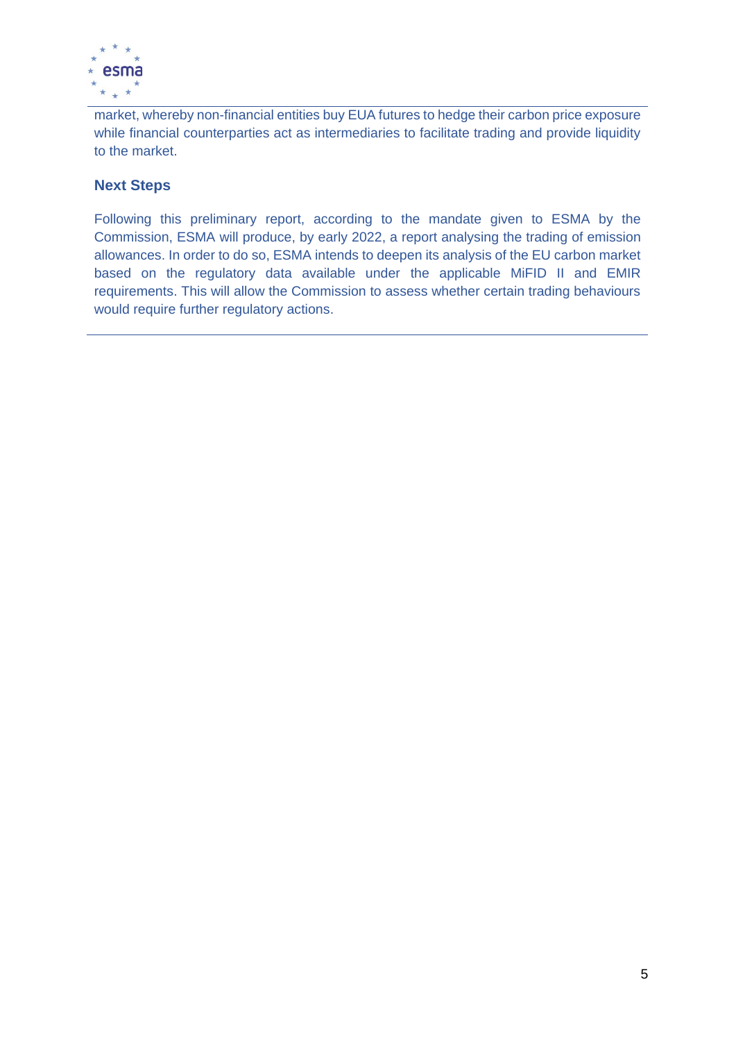market, whereby non-financial entities buy EUA futures to hedge their carbon price exposure while financial counterparties act as intermediaries to facilitate trading and provide liquidity to the market.

## Next Steps

Following this preliminary report, according to the mandate given to ESMA by the Commission, ESMA will produce, by early 2022, a report analysing the trading of emission allowances. In order to do so, ESMA intends to deepen its analysis of the EU carbon market based on the regulatory data available under the applicable MiFID II and EMIR requirements. This will allow the Commission to assess whether certain trading behaviours would require further regulatory actions.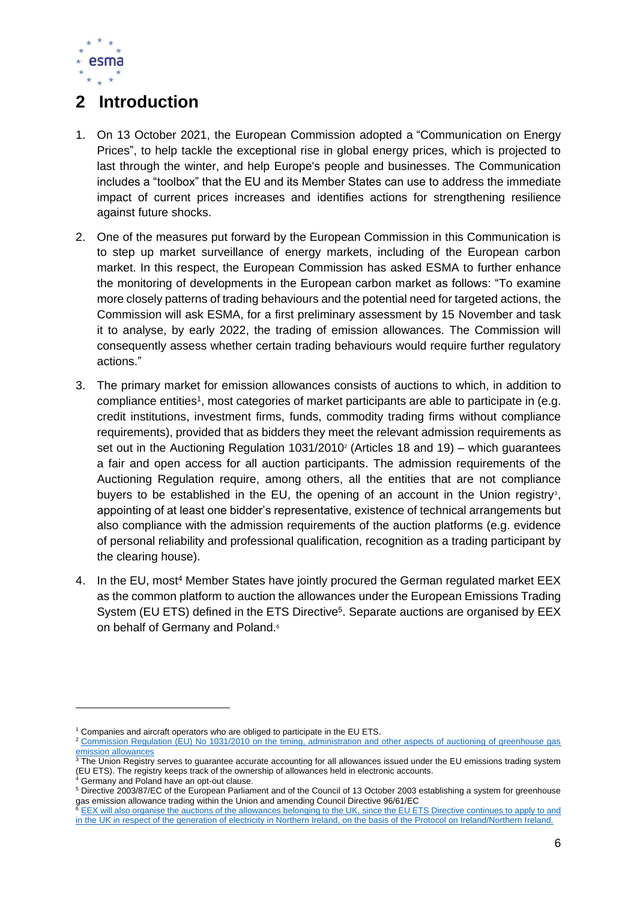## 2 Introduction

1. On 13 October 2021, the European Commission adopted a "Communication on Energy Prices", to help tackle the exceptional rise in global energy prices, which is projected to last through the winter, and help Europe's people and businesses. The Communication includes a "toolbox" that the EU and its Member States can use to address the immediate impact of current prices increases and identifies actions for strengthening resilience against future shocks.

2. One of the measures put forward by the European Commission in this Communication is to step up market surveillance of energy markets, including of the European carbon market. In this respect, the European Commission has asked ESMA to further enhance the monitoring of developments in the European carbon market as follows: "To examine more closely patterns of trading behaviours and the potential need for targeted actions, the Commission will ask ESMA, for a first preliminary assessment by 15 November and task it to analyse, by early 2022, the trading of emission allowances. The Commission will consequently assess whether certain trading behaviours would require further regulatory actions."

3. The primary market for emission allowances consists of auctions to which, in addition to compliance entities[1], most categories of market participants are able to participate in (e.g. credit institutions, investment firms, funds, commodity trading firms without compliance requirements), provided that as bidders they meet the relevant admission requirements as set out in the Auctioning Regulation 1031/2010[2] (Articles 18 and 19) – which guarantees a fair and open access for all auction participants. The admission requirements of the Auctioning Regulation require, among others, all the entities that are not compliance buyers to be established in the EU, the opening of an account in the Union registry[3], appointing of at least one bidder's representative, existence of technical arrangements but also compliance with the admission requirements of the auction platforms (e.g. evidence of personal reliability and professional qualification, recognition as a trading participant by the clearing house).

4. In the EU, most[4] Member States have jointly procured the German regulated market EEX as the common platform to auction the allowances under the European Emissions Trading System (EU ETS) defined in the ETS Directive[5]. Separate auctions are organised by EEX on behalf of Germany and Poland.[6]

---

[1] Companies and aircraft operators who are obliged to participate in the EU ETS.

[2] Commission Regulation (EU) No 1031/2010 on the timing, administration and other aspects of auctioning of greenhouse gas emission allowances

[3] The Union Registry serves to guarantee accurate accounting for all allowances issued under the EU emissions trading system (EU ETS). The registry keeps track of the ownership of allowances held in electronic accounts.

[4] Germany and Poland have an opt-out clause.

[5] Directive 2003/87/EC of the European Parliament and of the Council of 13 October 2003 establishing a system for greenhouse gas emission allowance trading within the Union and amending Council Directive 96/61/EC

[6] EEX will also organise the auctions of the allowances belonging to the UK, since the EU ETS Directive continues to apply to and in the UK in respect of the generation of electricity in Northern Ireland, on the basis of the Protocol on Ireland/Northern Ireland.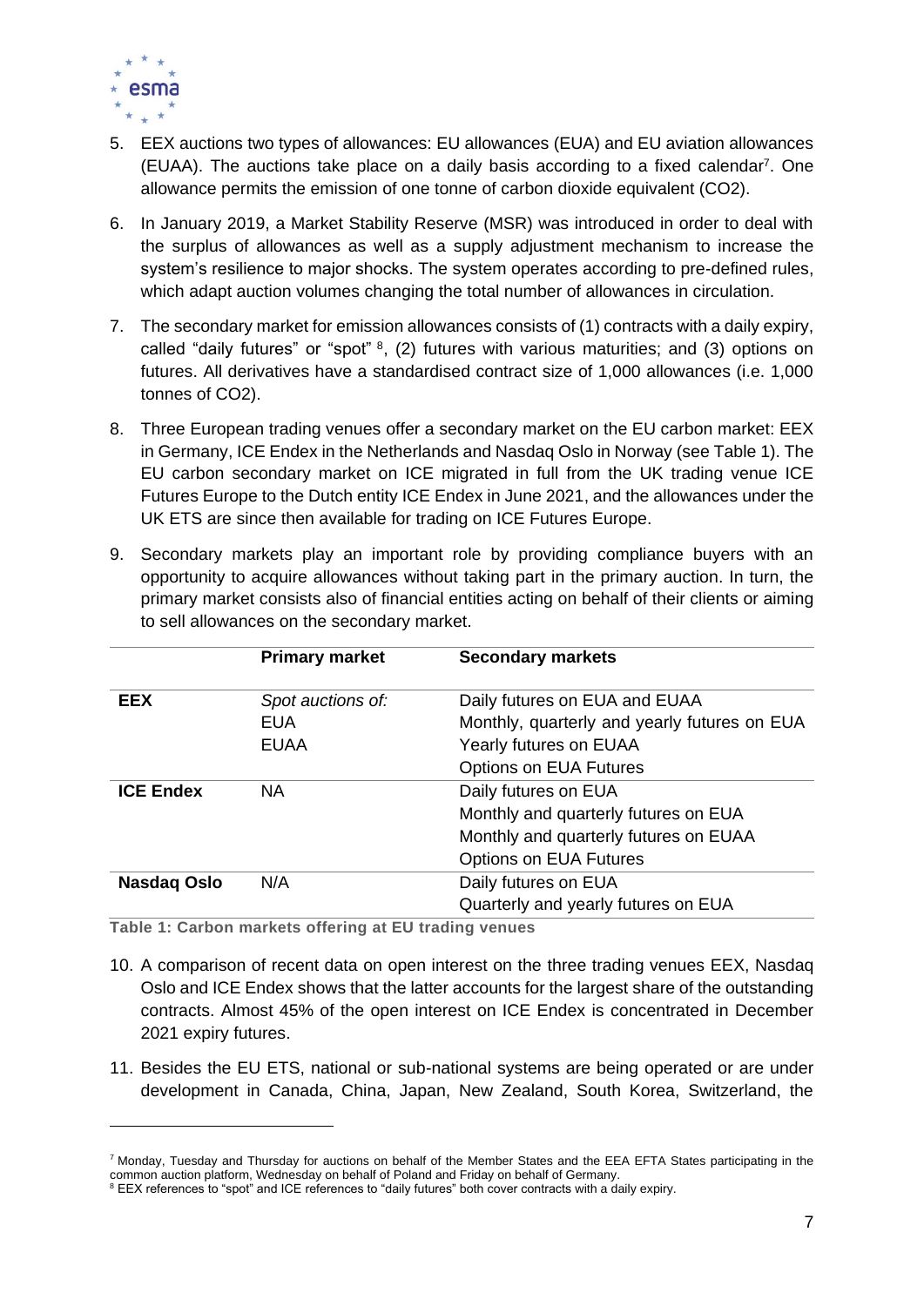5. EEX auctions two types of allowances: EU allowances (EUA) and EU aviation allowances (EUAA). The auctions take place on a daily basis according to a fixed calendar[7]. One allowance permits the emission of one tonne of carbon dioxide equivalent ($CO_2$).

6. In January 2019, a Market Stability Reserve (MSR) was introduced in order to deal with the surplus of allowances as well as a supply adjustment mechanism to increase the system's resilience to major shocks. The system operates according to pre-defined rules, which adapt auction volumes changing the total number of allowances in circulation.

7. The secondary market for emission allowances consists of (1) contracts with a daily expiry, called "daily futures" or "spot" [8], (2) futures with various maturities; and (3) options on futures. All derivatives have a standardised contract size of 1,000 allowances (i.e. 1,000 tonnes of $CO_2$).

8. Three European trading venues offer a secondary market on the EU carbon market: EEX in Germany, ICE Endex in the Netherlands and Nasdaq Oslo in Norway (see Table 1). The EU carbon secondary market on ICE migrated in full from the UK trading venue ICE Futures Europe to the Dutch entity ICE Endex in June 2021, and the allowances under the UK ETS are since then available for trading on ICE Futures Europe.

9. Secondary markets play an important role by providing compliance buyers with an opportunity to acquire allowances without taking part in the primary auction. In turn, the primary market consists also of financial entities acting on behalf of their clients or aiming to sell allowances on the secondary market.

| | **Primary market** | **Secondary markets** |
|---|---|---|
| **EEX** | *Spot auctions of:*<br>EUA<br>EUAA | Daily futures on EUA and EUAA<br>Monthly, quarterly and yearly futures on EUA<br>Yearly futures on EUAA<br>Options on EUA Futures |
| **ICE Endex** | NA | Daily futures on EUA<br>Monthly and quarterly futures on EUA<br>Monthly and quarterly futures on EUAA<br>Options on EUA Futures |
| **Nasdaq Oslo** | N/A | Daily futures on EUA<br>Quarterly and yearly futures on EUA |

**Table 1: Carbon markets offering at EU trading venues**

10. A comparison of recent data on open interest on the three trading venues EEX, Nasdaq Oslo and ICE Endex shows that the latter accounts for the largest share of the outstanding contracts. Almost 45% of the open interest on ICE Endex is concentrated in December 2021 expiry futures.

11. Besides the EU ETS, national or sub-national systems are being operated or are under development in Canada, China, Japan, New Zealand, South Korea, Switzerland, the

[7] Monday, Tuesday and Thursday for auctions on behalf of the Member States and the EEA EFTA States participating in the common auction platform, Wednesday on behalf of Poland and Friday on behalf of Germany.

[8] EEX references to "spot" and ICE references to "daily futures" both cover contracts with a daily expiry.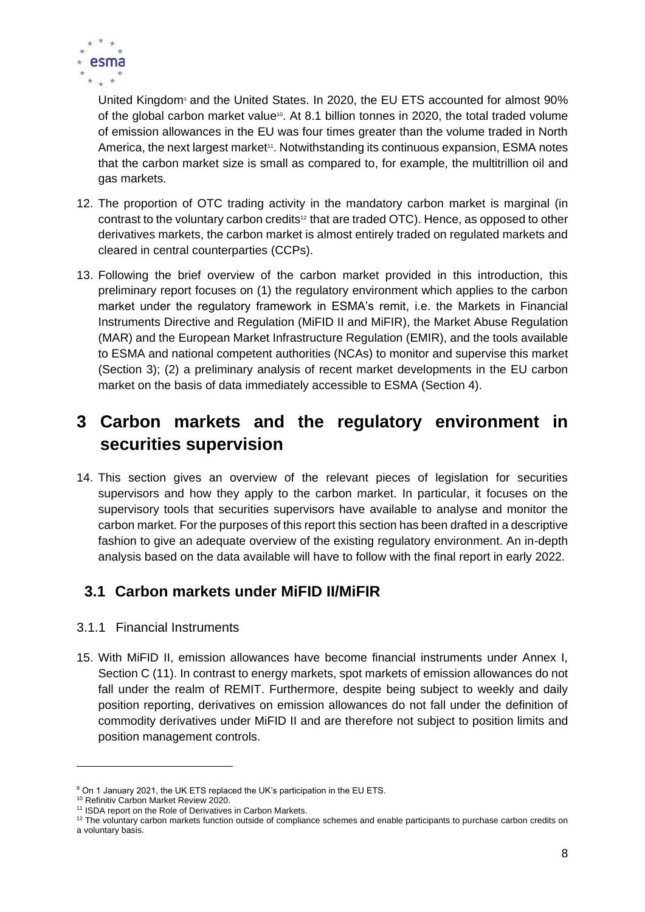United Kingdom[9] and the United States. In 2020, the EU ETS accounted for almost 90% of the global carbon market value[10]. At 8.1 billion tonnes in 2020, the total traded volume of emission allowances in the EU was four times greater than the volume traded in North America, the next largest market[11]. Notwithstanding its continuous expansion, ESMA notes that the carbon market size is small as compared to, for example, the multitrillion oil and gas markets.

12. The proportion of OTC trading activity in the mandatory carbon market is marginal (in contrast to the voluntary carbon credits[12] that are traded OTC). Hence, as opposed to other derivatives markets, the carbon market is almost entirely traded on regulated markets and cleared in central counterparties (CCPs).

13. Following the brief overview of the carbon market provided in this introduction, this preliminary report focuses on (1) the regulatory environment which applies to the carbon market under the regulatory framework in ESMA's remit, i.e. the Markets in Financial Instruments Directive and Regulation (MiFID II and MiFIR), the Market Abuse Regulation (MAR) and the European Market Infrastructure Regulation (EMIR), and the tools available to ESMA and national competent authorities (NCAs) to monitor and supervise this market (Section 3); (2) a preliminary analysis of recent market developments in the EU carbon market on the basis of data immediately accessible to ESMA (Section 4).

# 3 Carbon markets and the regulatory environment in securities supervision

14. This section gives an overview of the relevant pieces of legislation for securities supervisors and how they apply to the carbon market. In particular, it focuses on the supervisory tools that securities supervisors have available to analyse and monitor the carbon market. For the purposes of this report this section has been drafted in a descriptive fashion to give an adequate overview of the existing regulatory environment. An in-depth analysis based on the data available will have to follow with the final report in early 2022.

## 3.1 Carbon markets under MiFID II/MiFIR

### 3.1.1 Financial Instruments

15. With MiFID II, emission allowances have become financial instruments under Annex I, Section C (11). In contrast to energy markets, spot markets of emission allowances do not fall under the realm of REMIT. Furthermore, despite being subject to weekly and daily position reporting, derivatives on emission allowances do not fall under the definition of commodity derivatives under MiFID II and are therefore not subject to position limits and position management controls.

---

[9] On 1 January 2021, the UK ETS replaced the UK's participation in the EU ETS.

[10] Refinitiv Carbon Market Review 2020.

[11] ISDA report on the Role of Derivatives in Carbon Markets.

[12] The voluntary carbon markets function outside of compliance schemes and enable participants to purchase carbon credits on a voluntary basis.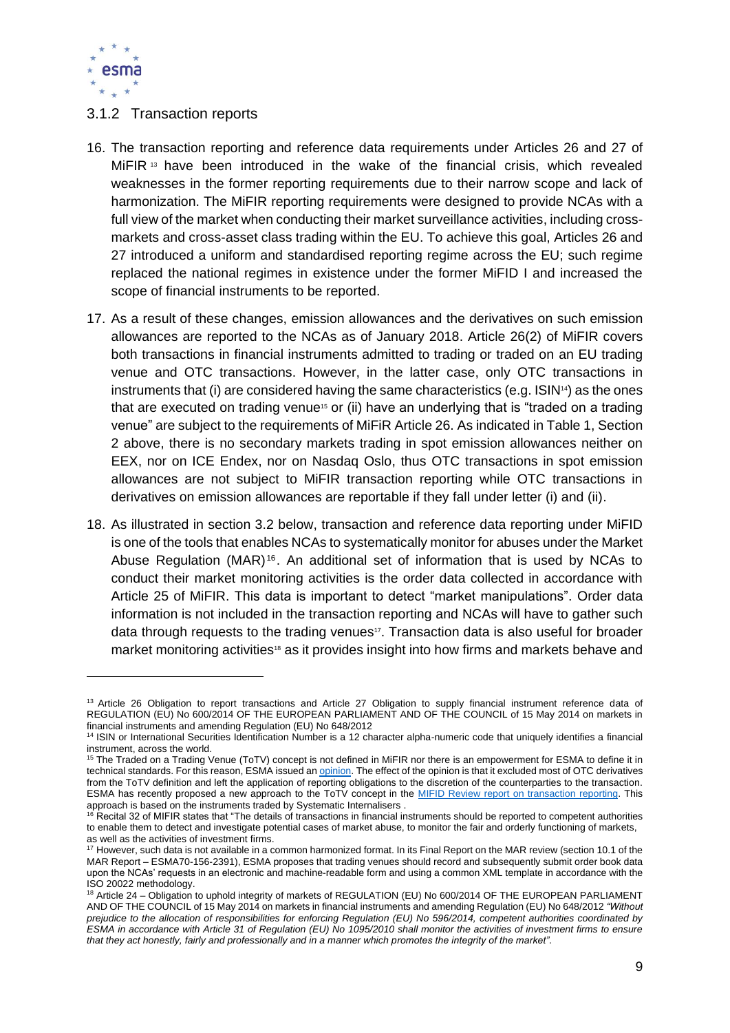### 3.1.2 Transaction reports

16. The transaction reporting and reference data requirements under Articles 26 and 27 of MiFIR [13] have been introduced in the wake of the financial crisis, which revealed weaknesses in the former reporting requirements due to their narrow scope and lack of harmonization. The MiFIR reporting requirements were designed to provide NCAs with a full view of the market when conducting their market surveillance activities, including cross-markets and cross-asset class trading within the EU. To achieve this goal, Articles 26 and 27 introduced a uniform and standardised reporting regime across the EU; such regime replaced the national regimes in existence under the former MiFID I and increased the scope of financial instruments to be reported.

17. As a result of these changes, emission allowances and the derivatives on such emission allowances are reported to the NCAs as of January 2018. Article 26(2) of MiFIR covers both transactions in financial instruments admitted to trading or traded on an EU trading venue and OTC transactions. However, in the latter case, only OTC transactions in instruments that (i) are considered having the same characteristics (e.g. ISIN[14]) as the ones that are executed on trading venue[15] or (ii) have an underlying that is "traded on a trading venue" are subject to the requirements of MiFIR Article 26. As indicated in Table 1, Section 2 above, there is no secondary markets trading in spot emission allowances neither on EEX, nor on ICE Endex, nor on Nasdaq Oslo, thus OTC transactions in spot emission allowances are not subject to MiFIR transaction reporting while OTC transactions in derivatives on emission allowances are reportable if they fall under letter (i) and (ii).

18. As illustrated in section 3.2 below, transaction and reference data reporting under MiFID is one of the tools that enables NCAs to systematically monitor for abuses under the Market Abuse Regulation (MAR)[16]. An additional set of information that is used by NCAs to conduct their market monitoring activities is the order data collected in accordance with Article 25 of MiFIR. This data is important to detect "market manipulations". Order data information is not included in the transaction reporting and NCAs will have to gather such data through requests to the trading venues[17]. Transaction data is also useful for broader market monitoring activities[18] as it provides insight into how firms and markets behave and

---

[13] Article 26 Obligation to report transactions and Article 27 Obligation to supply financial instrument reference data of REGULATION (EU) No 600/2014 OF THE EUROPEAN PARLIAMENT AND OF THE COUNCIL of 15 May 2014 on markets in financial instruments and amending Regulation (EU) No 648/2012

[14] ISIN or International Securities Identification Number is a 12 character alpha-numeric code that uniquely identifies a financial instrument, across the world.

[15] The Traded on a Trading Venue (ToTV) concept is not defined in MiFIR nor there is an empowerment for ESMA to define it in technical standards. For this reason, ESMA issued an opinion. The effect of the opinion is that it excluded most of OTC derivatives from the ToTV definition and left the application of reporting obligations to the discretion of the counterparties to the transaction. ESMA has recently proposed a new approach to the ToTV concept in the MIFID Review report on transaction reporting. This approach is based on the instruments traded by Systematic Internalisers .

[16] Recital 32 of MIFIR states that "The details of transactions in financial instruments should be reported to competent authorities to enable them to detect and investigate potential cases of market abuse, to monitor the fair and orderly functioning of markets, as well as the activities of investment firms.

[17] However, such data is not available in a common harmonized format. In its Final Report on the MAR review (section 10.1 of the MAR Report – ESMA70-156-2391), ESMA proposes that trading venues should record and subsequently submit order book data upon the NCAs' requests in an electronic and machine-readable form and using a common XML template in accordance with the ISO 20022 methodology.

[18] Article 24 – Obligation to uphold integrity of markets of REGULATION (EU) No 600/2014 OF THE EUROPEAN PARLIAMENT AND OF THE COUNCIL of 15 May 2014 on markets in financial instruments and amending Regulation (EU) No 648/2012 *"Without prejudice to the allocation of responsibilities for enforcing Regulation (EU) No 596/2014, competent authorities coordinated by ESMA in accordance with Article 31 of Regulation (EU) No 1095/2010 shall monitor the activities of investment firms to ensure that they act honestly, fairly and professionally and in a manner which promotes the integrity of the market".*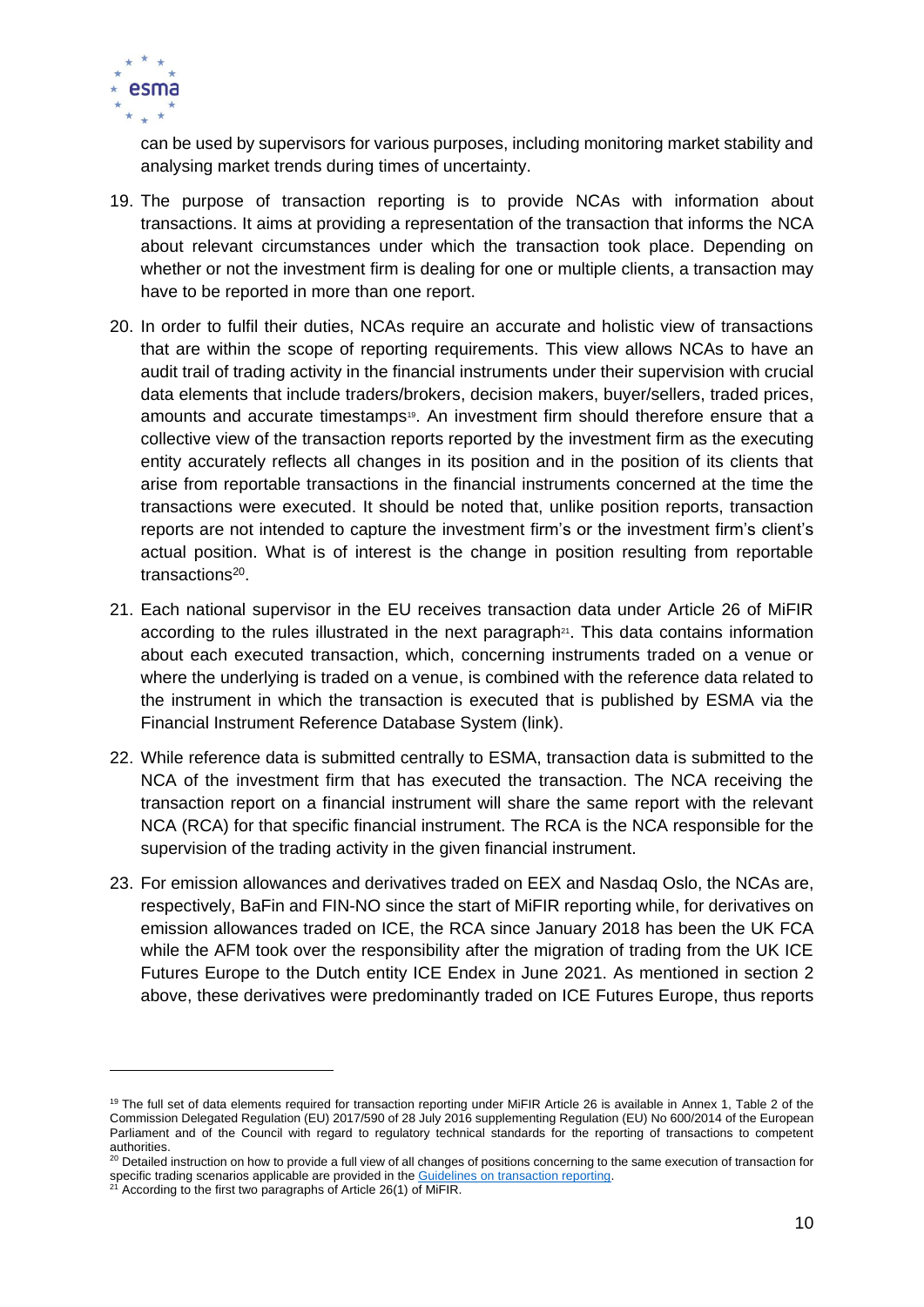can be used by supervisors for various purposes, including monitoring market stability and analysing market trends during times of uncertainty.

19. The purpose of transaction reporting is to provide NCAs with information about transactions. It aims at providing a representation of the transaction that informs the NCA about relevant circumstances under which the transaction took place. Depending on whether or not the investment firm is dealing for one or multiple clients, a transaction may have to be reported in more than one report.

20. In order to fulfil their duties, NCAs require an accurate and holistic view of transactions that are within the scope of reporting requirements. This view allows NCAs to have an audit trail of trading activity in the financial instruments under their supervision with crucial data elements that include traders/brokers, decision makers, buyer/sellers, traded prices, amounts and accurate timestamps[19]. An investment firm should therefore ensure that a collective view of the transaction reports reported by the investment firm as the executing entity accurately reflects all changes in its position and in the position of its clients that arise from reportable transactions in the financial instruments concerned at the time the transactions were executed. It should be noted that, unlike position reports, transaction reports are not intended to capture the investment firm's or the investment firm's client's actual position. What is of interest is the change in position resulting from reportable transactions[20].

21. Each national supervisor in the EU receives transaction data under Article 26 of MiFIR according to the rules illustrated in the next paragraph[21]. This data contains information about each executed transaction, which, concerning instruments traded on a venue or where the underlying is traded on a venue, is combined with the reference data related to the instrument in which the transaction is executed that is published by ESMA via the Financial Instrument Reference Database System (link).

22. While reference data is submitted centrally to ESMA, transaction data is submitted to the NCA of the investment firm that has executed the transaction. The NCA receiving the transaction report on a financial instrument will share the same report with the relevant NCA (RCA) for that specific financial instrument. The RCA is the NCA responsible for the supervision of the trading activity in the given financial instrument.

23. For emission allowances and derivatives traded on EEX and Nasdaq Oslo, the NCAs are, respectively, BaFin and FIN-NO since the start of MiFIR reporting while, for derivatives on emission allowances traded on ICE, the RCA since January 2018 has been the UK FCA while the AFM took over the responsibility after the migration of trading from the UK ICE Futures Europe to the Dutch entity ICE Endex in June 2021. As mentioned in section 2 above, these derivatives were predominantly traded on ICE Futures Europe, thus reports

---

[19] The full set of data elements required for transaction reporting under MiFIR Article 26 is available in Annex 1, Table 2 of the Commission Delegated Regulation (EU) 2017/590 of 28 July 2016 supplementing Regulation (EU) No 600/2014 of the European Parliament and of the Council with regard to regulatory technical standards for the reporting of transactions to competent authorities.

[20] Detailed instruction on how to provide a full view of all changes of positions concerning to the same execution of transaction for specific trading scenarios applicable are provided in the Guidelines on transaction reporting.

[21] According to the first two paragraphs of Article 26(1) of MiFIR.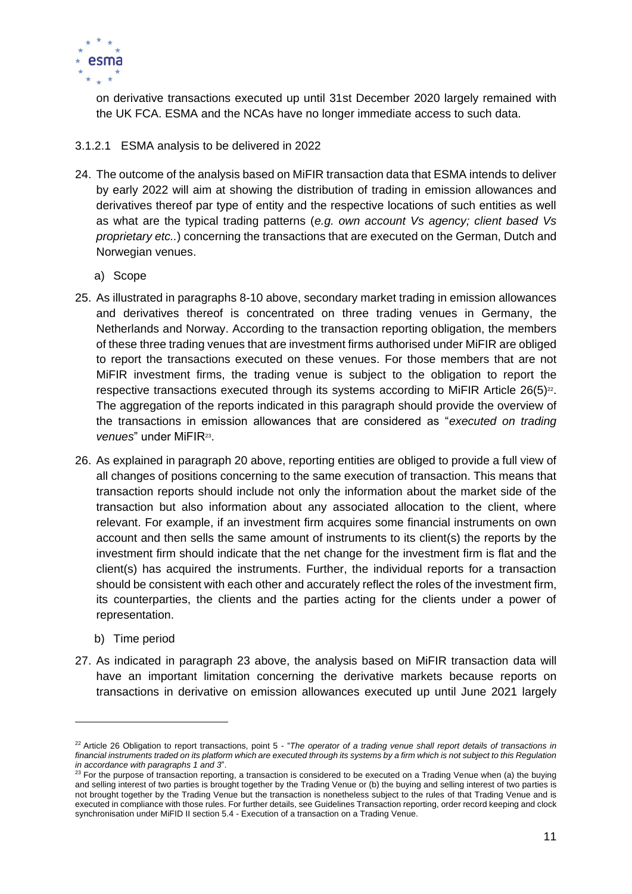on derivative transactions executed up until 31st December 2020 largely remained with the UK FCA. ESMA and the NCAs have no longer immediate access to such data.

#### 3.1.2.1 ESMA analysis to be delivered in 2022

24. The outcome of the analysis based on MiFIR transaction data that ESMA intends to deliver by early 2022 will aim at showing the distribution of trading in emission allowances and derivatives thereof par type of entity and the respective locations of such entities as well as what are the typical trading patterns (*e.g. own account Vs agency; client based Vs proprietary etc.*.) concerning the transactions that are executed on the German, Dutch and Norwegian venues.

   a) Scope

25. As illustrated in paragraphs 8-10 above, secondary market trading in emission allowances and derivatives thereof is concentrated on three trading venues in Germany, the Netherlands and Norway. According to the transaction reporting obligation, the members of these three trading venues that are investment firms authorised under MiFIR are obliged to report the transactions executed on these venues. For those members that are not MiFIR investment firms, the trading venue is subject to the obligation to report the respective transactions executed through its systems according to MiFIR Article 26(5)[22]. The aggregation of the reports indicated in this paragraph should provide the overview of the transactions in emission allowances that are considered as "*executed on trading venues*" under MiFIR[23].

26. As explained in paragraph 20 above, reporting entities are obliged to provide a full view of all changes of positions concerning to the same execution of transaction. This means that transaction reports should include not only the information about the market side of the transaction but also information about any associated allocation to the client, where relevant. For example, if an investment firm acquires some financial instruments on own account and then sells the same amount of instruments to its client(s) the reports by the investment firm should indicate that the net change for the investment firm is flat and the client(s) has acquired the instruments. Further, the individual reports for a transaction should be consistent with each other and accurately reflect the roles of the investment firm, its counterparties, the clients and the parties acting for the clients under a power of representation.

   b) Time period

27. As indicated in paragraph 23 above, the analysis based on MiFIR transaction data will have an important limitation concerning the derivative markets because reports on transactions in derivative on emission allowances executed up until June 2021 largely

---

[22] Article 26 Obligation to report transactions, point 5 - "*The operator of a trading venue shall report details of transactions in financial instruments traded on its platform which are executed through its systems by a firm which is not subject to this Regulation in accordance with paragraphs 1 and 3*".

[23] For the purpose of transaction reporting, a transaction is considered to be executed on a Trading Venue when (a) the buying and selling interest of two parties is brought together by the Trading Venue or (b) the buying and selling interest of two parties is not brought together by the Trading Venue but the transaction is nonetheless subject to the rules of that Trading Venue and is executed in compliance with those rules. For further details, see Guidelines Transaction reporting, order record keeping and clock synchronisation under MiFID II section 5.4 - Execution of a transaction on a Trading Venue.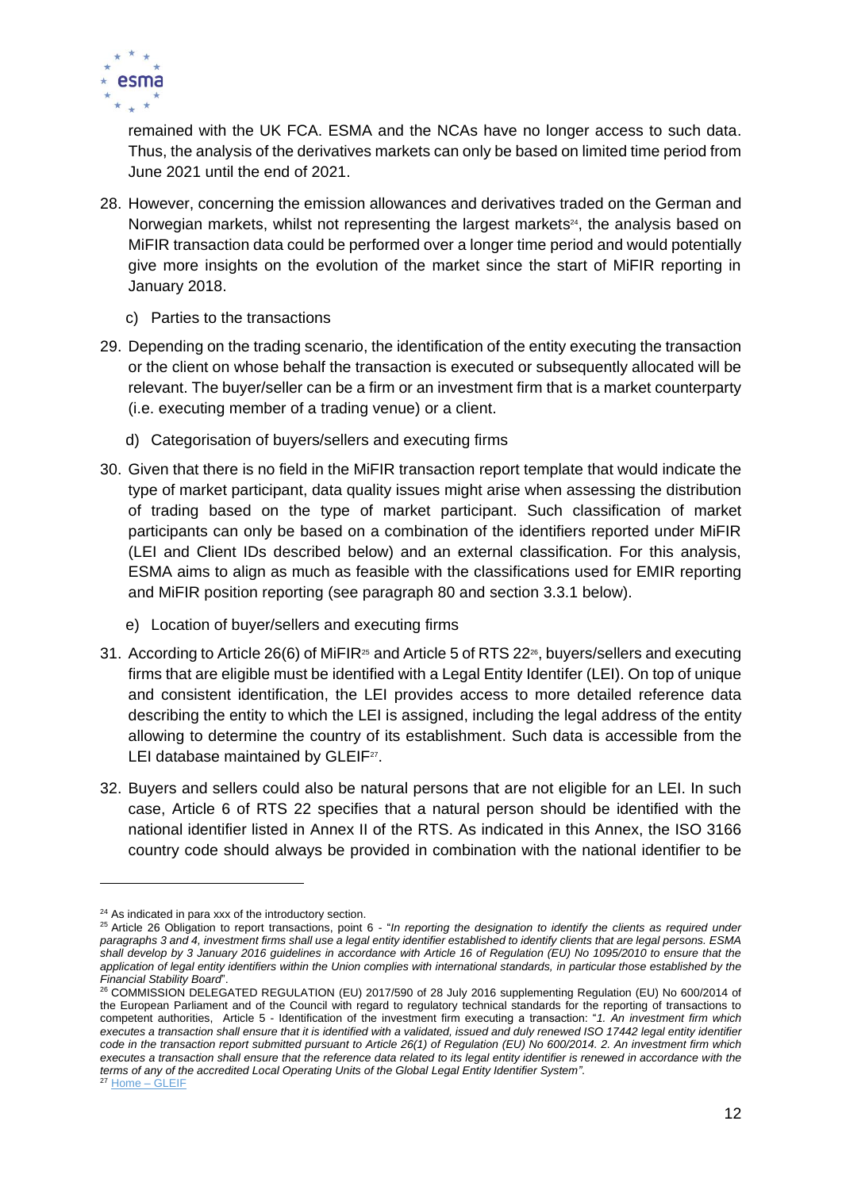remained with the UK FCA. ESMA and the NCAs have no longer access to such data. Thus, the analysis of the derivatives markets can only be based on limited time period from June 2021 until the end of 2021.

28. However, concerning the emission allowances and derivatives traded on the German and Norwegian markets, whilst not representing the largest markets[24], the analysis based on MiFIR transaction data could be performed over a longer time period and would potentially give more insights on the evolution of the market since the start of MiFIR reporting in January 2018.

   c) Parties to the transactions

29. Depending on the trading scenario, the identification of the entity executing the transaction or the client on whose behalf the transaction is executed or subsequently allocated will be relevant. The buyer/seller can be a firm or an investment firm that is a market counterparty (i.e. executing member of a trading venue) or a client.

   d) Categorisation of buyers/sellers and executing firms

30. Given that there is no field in the MiFIR transaction report template that would indicate the type of market participant, data quality issues might arise when assessing the distribution of trading based on the type of market participant. Such classification of market participants can only be based on a combination of the identifiers reported under MiFIR (LEI and Client IDs described below) and an external classification. For this analysis, ESMA aims to align as much as feasible with the classifications used for EMIR reporting and MiFIR position reporting (see paragraph 80 and section 3.3.1 below).

   e) Location of buyer/sellers and executing firms

31. According to Article 26(6) of MiFIR[25] and Article 5 of RTS 22[26], buyers/sellers and executing firms that are eligible must be identified with a Legal Entity Identifer (LEI). On top of unique and consistent identification, the LEI provides access to more detailed reference data describing the entity to which the LEI is assigned, including the legal address of the entity allowing to determine the country of its establishment. Such data is accessible from the LEI database maintained by GLEIF[27].

32. Buyers and sellers could also be natural persons that are not eligible for an LEI. In such case, Article 6 of RTS 22 specifies that a natural person should be identified with the national identifier listed in Annex II of the RTS. As indicated in this Annex, the ISO 3166 country code should always be provided in combination with the national identifier to be

---

[24] As indicated in para xxx of the introductory section.

[25] Article 26 Obligation to report transactions, point 6 - "*In reporting the designation to identify the clients as required under paragraphs 3 and 4, investment firms shall use a legal entity identifier established to identify clients that are legal persons. ESMA shall develop by 3 January 2016 guidelines in accordance with Article 16 of Regulation (EU) No 1095/2010 to ensure that the application of legal entity identifiers within the Union complies with international standards, in particular those established by the Financial Stability Board*".

[26] COMMISSION DELEGATED REGULATION (EU) 2017/590 of 28 July 2016 supplementing Regulation (EU) No 600/2014 of the European Parliament and of the Council with regard to regulatory technical standards for the reporting of transactions to competent authorities, Article 5 - Identification of the investment firm executing a transaction: "*1. An investment firm which executes a transaction shall ensure that it is identified with a validated, issued and duly renewed ISO 17442 legal entity identifier code in the transaction report submitted pursuant to Article 26(1) of Regulation (EU) No 600/2014. 2. An investment firm which executes a transaction shall ensure that the reference data related to its legal entity identifier is renewed in accordance with the terms of any of the accredited Local Operating Units of the Global Legal Entity Identifier System".*

[27] Home – GLEIF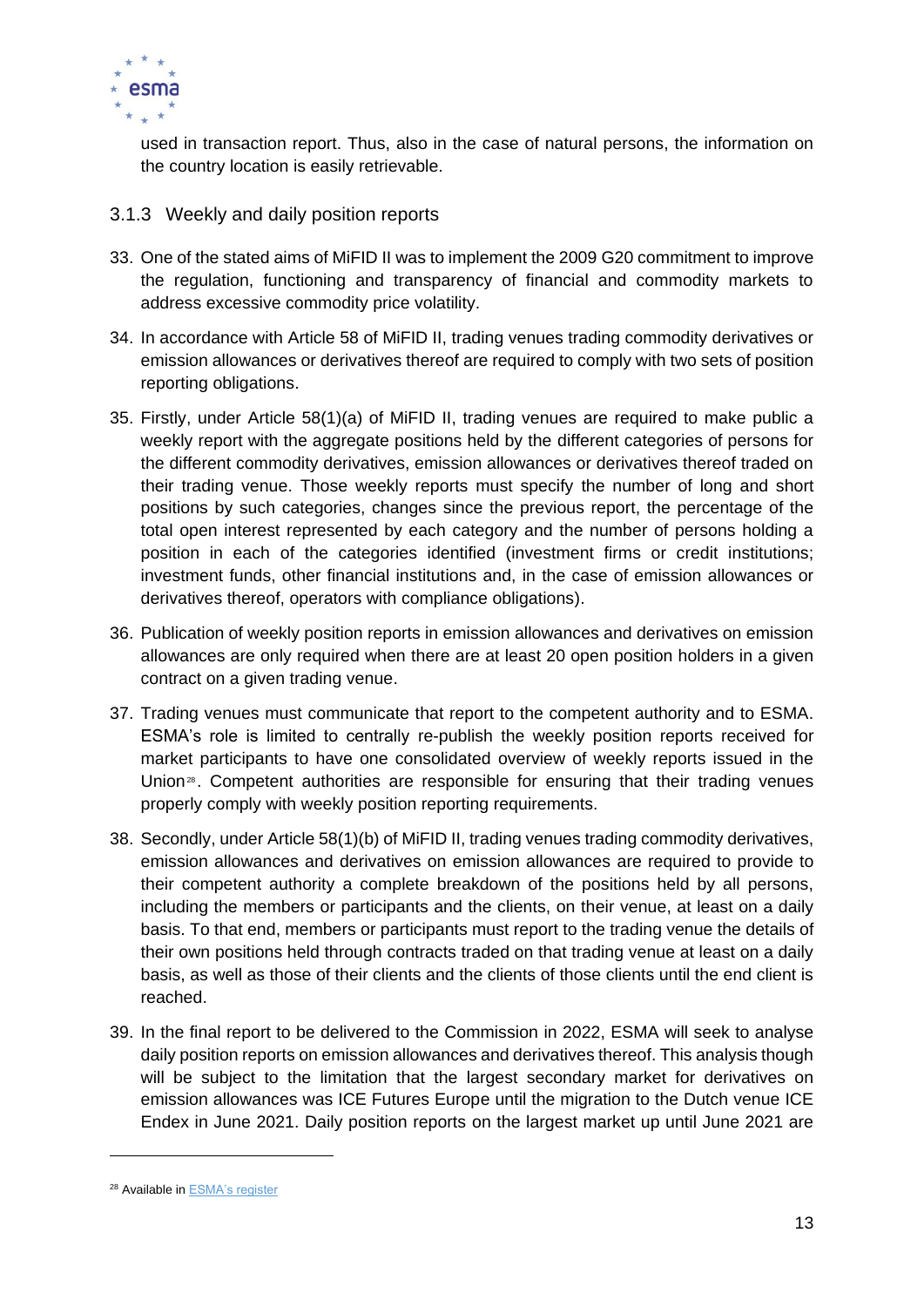used in transaction report. Thus, also in the case of natural persons, the information on the country location is easily retrievable.

### 3.1.3 Weekly and daily position reports

33. One of the stated aims of MiFID II was to implement the 2009 G20 commitment to improve the regulation, functioning and transparency of financial and commodity markets to address excessive commodity price volatility.

34. In accordance with Article 58 of MiFID II, trading venues trading commodity derivatives or emission allowances or derivatives thereof are required to comply with two sets of position reporting obligations.

35. Firstly, under Article 58(1)(a) of MiFID II, trading venues are required to make public a weekly report with the aggregate positions held by the different categories of persons for the different commodity derivatives, emission allowances or derivatives thereof traded on their trading venue. Those weekly reports must specify the number of long and short positions by such categories, changes since the previous report, the percentage of the total open interest represented by each category and the number of persons holding a position in each of the categories identified (investment firms or credit institutions; investment funds, other financial institutions and, in the case of emission allowances or derivatives thereof, operators with compliance obligations).

36. Publication of weekly position reports in emission allowances and derivatives on emission allowances are only required when there are at least 20 open position holders in a given contract on a given trading venue.

37. Trading venues must communicate that report to the competent authority and to ESMA. ESMA's role is limited to centrally re-publish the weekly position reports received for market participants to have one consolidated overview of weekly reports issued in the Union[28]. Competent authorities are responsible for ensuring that their trading venues properly comply with weekly position reporting requirements.

38. Secondly, under Article 58(1)(b) of MiFID II, trading venues trading commodity derivatives, emission allowances and derivatives on emission allowances are required to provide to their competent authority a complete breakdown of the positions held by all persons, including the members or participants and the clients, on their venue, at least on a daily basis. To that end, members or participants must report to the trading venue the details of their own positions held through contracts traded on that trading venue at least on a daily basis, as well as those of their clients and the clients of those clients until the end client is reached.

39. In the final report to be delivered to the Commission in 2022, ESMA will seek to analyse daily position reports on emission allowances and derivatives thereof. This analysis though will be subject to the limitation that the largest secondary market for derivatives on emission allowances was ICE Futures Europe until the migration to the Dutch venue ICE Endex in June 2021. Daily position reports on the largest market up until June 2021 are

[28] Available in ESMA's register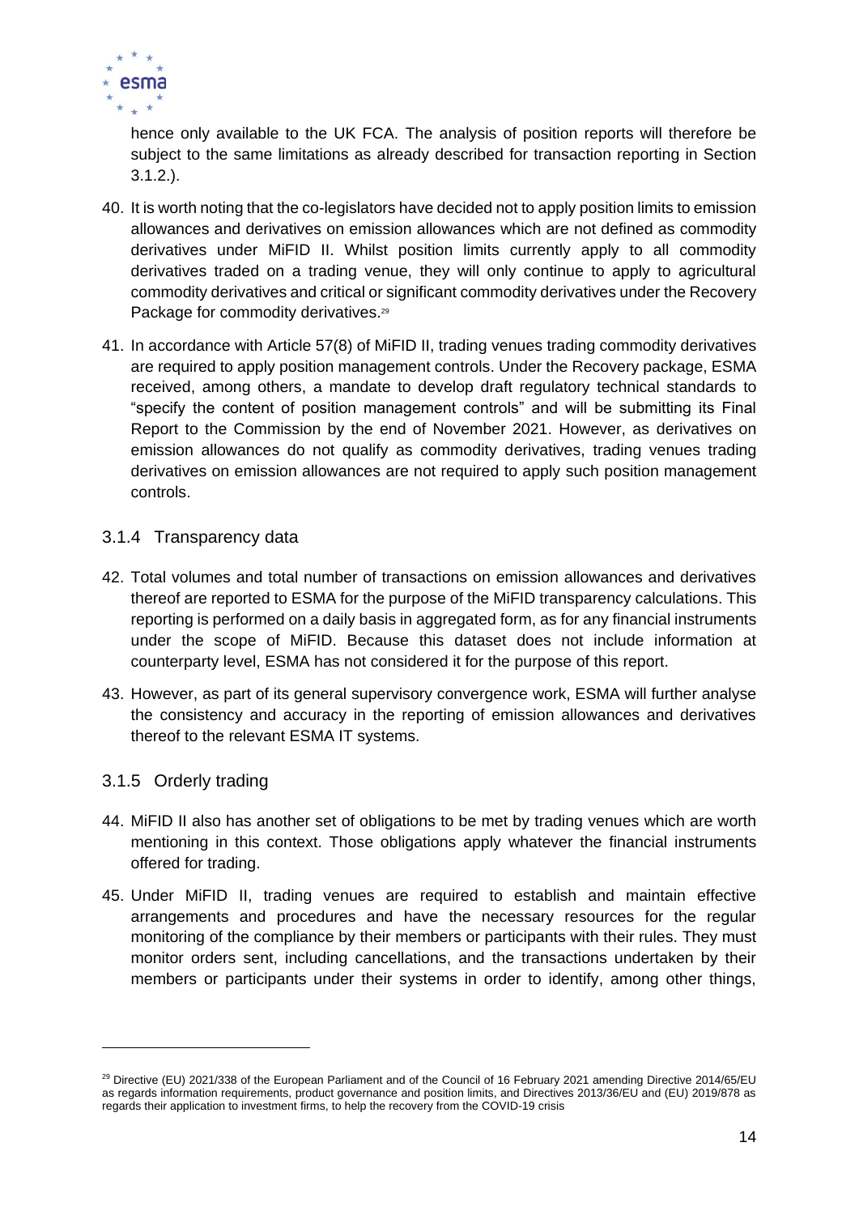hence only available to the UK FCA. The analysis of position reports will therefore be subject to the same limitations as already described for transaction reporting in Section 3.1.2.).

40. It is worth noting that the co-legislators have decided not to apply position limits to emission allowances and derivatives on emission allowances which are not defined as commodity derivatives under MiFID II. Whilst position limits currently apply to all commodity derivatives traded on a trading venue, they will only continue to apply to agricultural commodity derivatives and critical or significant commodity derivatives under the Recovery Package for commodity derivatives.[29]

41. In accordance with Article 57(8) of MiFID II, trading venues trading commodity derivatives are required to apply position management controls. Under the Recovery package, ESMA received, among others, a mandate to develop draft regulatory technical standards to "specify the content of position management controls" and will be submitting its Final Report to the Commission by the end of November 2021. However, as derivatives on emission allowances do not qualify as commodity derivatives, trading venues trading derivatives on emission allowances are not required to apply such position management controls.

### 3.1.4 Transparency data

42. Total volumes and total number of transactions on emission allowances and derivatives thereof are reported to ESMA for the purpose of the MiFID transparency calculations. This reporting is performed on a daily basis in aggregated form, as for any financial instruments under the scope of MiFID. Because this dataset does not include information at counterparty level, ESMA has not considered it for the purpose of this report.

43. However, as part of its general supervisory convergence work, ESMA will further analyse the consistency and accuracy in the reporting of emission allowances and derivatives thereof to the relevant ESMA IT systems.

### 3.1.5 Orderly trading

44. MiFID II also has another set of obligations to be met by trading venues which are worth mentioning in this context. Those obligations apply whatever the financial instruments offered for trading.

45. Under MiFID II, trading venues are required to establish and maintain effective arrangements and procedures and have the necessary resources for the regular monitoring of the compliance by their members or participants with their rules. They must monitor orders sent, including cancellations, and the transactions undertaken by their members or participants under their systems in order to identify, among other things,

[29] Directive (EU) 2021/338 of the European Parliament and of the Council of 16 February 2021 amending Directive 2014/65/EU as regards information requirements, product governance and position limits, and Directives 2013/36/EU and (EU) 2019/878 as regards their application to investment firms, to help the recovery from the COVID-19 crisis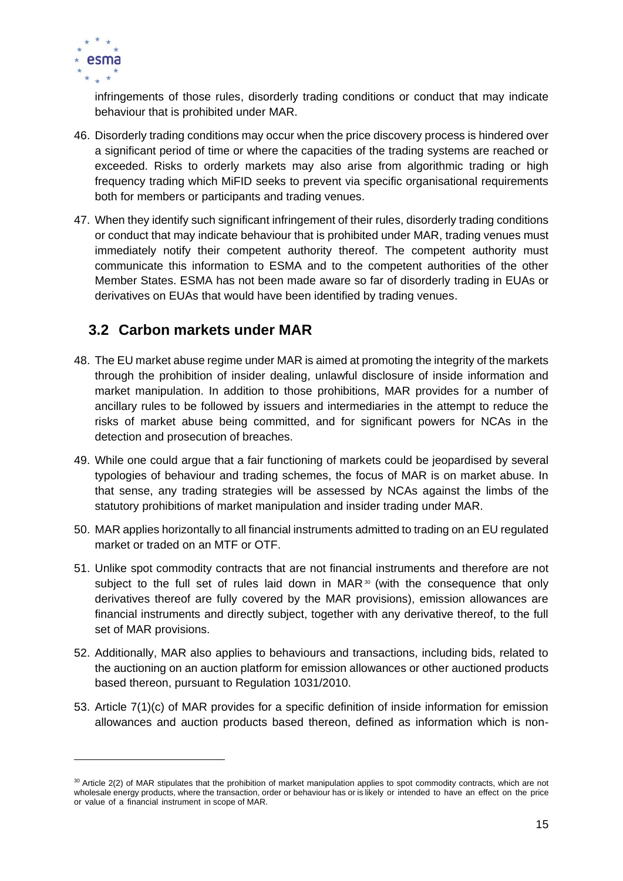infringements of those rules, disorderly trading conditions or conduct that may indicate behaviour that is prohibited under MAR.

46. Disorderly trading conditions may occur when the price discovery process is hindered over a significant period of time or where the capacities of the trading systems are reached or exceeded. Risks to orderly markets may also arise from algorithmic trading or high frequency trading which MiFID seeks to prevent via specific organisational requirements both for members or participants and trading venues.

47. When they identify such significant infringement of their rules, disorderly trading conditions or conduct that may indicate behaviour that is prohibited under MAR, trading venues must immediately notify their competent authority thereof. The competent authority must communicate this information to ESMA and to the competent authorities of the other Member States. ESMA has not been made aware so far of disorderly trading in EUAs or derivatives on EUAs that would have been identified by trading venues.

## 3.2 Carbon markets under MAR

48. The EU market abuse regime under MAR is aimed at promoting the integrity of the markets through the prohibition of insider dealing, unlawful disclosure of inside information and market manipulation. In addition to those prohibitions, MAR provides for a number of ancillary rules to be followed by issuers and intermediaries in the attempt to reduce the risks of market abuse being committed, and for significant powers for NCAs in the detection and prosecution of breaches.

49. While one could argue that a fair functioning of markets could be jeopardised by several typologies of behaviour and trading schemes, the focus of MAR is on market abuse. In that sense, any trading strategies will be assessed by NCAs against the limbs of the statutory prohibitions of market manipulation and insider trading under MAR.

50. MAR applies horizontally to all financial instruments admitted to trading on an EU regulated market or traded on an MTF or OTF.

51. Unlike spot commodity contracts that are not financial instruments and therefore are not subject to the full set of rules laid down in MAR[30] (with the consequence that only derivatives thereof are fully covered by the MAR provisions), emission allowances are financial instruments and directly subject, together with any derivative thereof, to the full set of MAR provisions.

52. Additionally, MAR also applies to behaviours and transactions, including bids, related to the auctioning on an auction platform for emission allowances or other auctioned products based thereon, pursuant to Regulation 1031/2010.

53. Article 7(1)(c) of MAR provides for a specific definition of inside information for emission allowances and auction products based thereon, defined as information which is non-

[30] Article 2(2) of MAR stipulates that the prohibition of market manipulation applies to spot commodity contracts, which are not wholesale energy products, where the transaction, order or behaviour has or is likely or intended to have an effect on the price or value of a financial instrument in scope of MAR.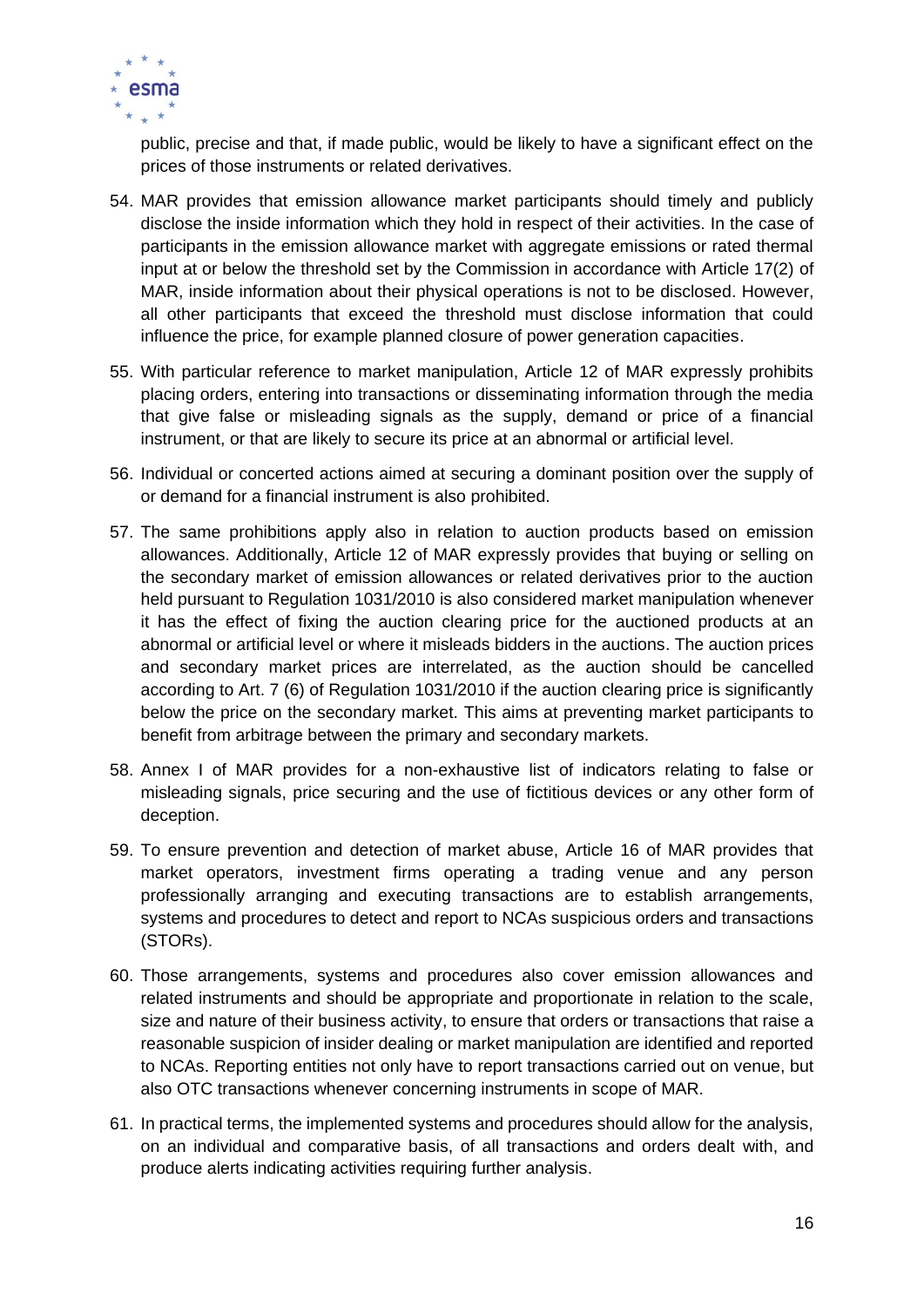public, precise and that, if made public, would be likely to have a significant effect on the prices of those instruments or related derivatives.

54. MAR provides that emission allowance market participants should timely and publicly disclose the inside information which they hold in respect of their activities. In the case of participants in the emission allowance market with aggregate emissions or rated thermal input at or below the threshold set by the Commission in accordance with Article 17(2) of MAR, inside information about their physical operations is not to be disclosed. However, all other participants that exceed the threshold must disclose information that could influence the price, for example planned closure of power generation capacities.

55. With particular reference to market manipulation, Article 12 of MAR expressly prohibits placing orders, entering into transactions or disseminating information through the media that give false or misleading signals as the supply, demand or price of a financial instrument, or that are likely to secure its price at an abnormal or artificial level.

56. Individual or concerted actions aimed at securing a dominant position over the supply of or demand for a financial instrument is also prohibited.

57. The same prohibitions apply also in relation to auction products based on emission allowances. Additionally, Article 12 of MAR expressly provides that buying or selling on the secondary market of emission allowances or related derivatives prior to the auction held pursuant to Regulation 1031/2010 is also considered market manipulation whenever it has the effect of fixing the auction clearing price for the auctioned products at an abnormal or artificial level or where it misleads bidders in the auctions. The auction prices and secondary market prices are interrelated, as the auction should be cancelled according to Art. 7 (6) of Regulation 1031/2010 if the auction clearing price is significantly below the price on the secondary market. This aims at preventing market participants to benefit from arbitrage between the primary and secondary markets.

58. Annex I of MAR provides for a non-exhaustive list of indicators relating to false or misleading signals, price securing and the use of fictitious devices or any other form of deception.

59. To ensure prevention and detection of market abuse, Article 16 of MAR provides that market operators, investment firms operating a trading venue and any person professionally arranging and executing transactions are to establish arrangements, systems and procedures to detect and report to NCAs suspicious orders and transactions (STORs).

60. Those arrangements, systems and procedures also cover emission allowances and related instruments and should be appropriate and proportionate in relation to the scale, size and nature of their business activity, to ensure that orders or transactions that raise a reasonable suspicion of insider dealing or market manipulation are identified and reported to NCAs. Reporting entities not only have to report transactions carried out on venue, but also OTC transactions whenever concerning instruments in scope of MAR.

61. In practical terms, the implemented systems and procedures should allow for the analysis, on an individual and comparative basis, of all transactions and orders dealt with, and produce alerts indicating activities requiring further analysis.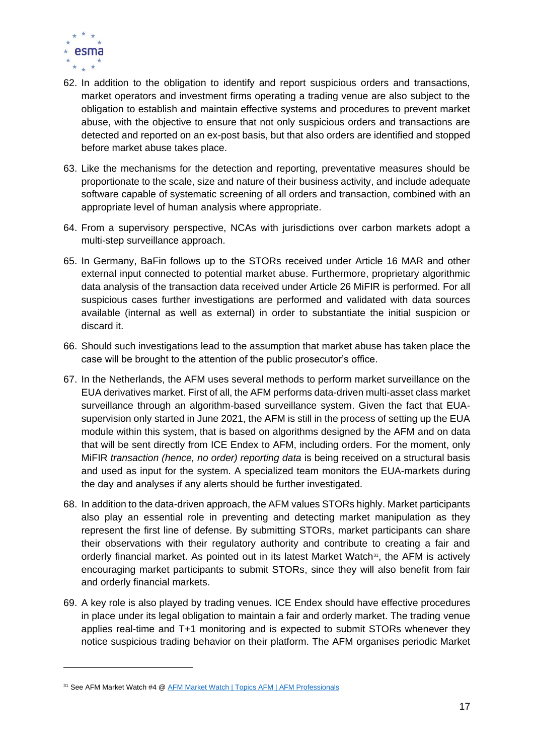62. In addition to the obligation to identify and report suspicious orders and transactions, market operators and investment firms operating a trading venue are also subject to the obligation to establish and maintain effective systems and procedures to prevent market abuse, with the objective to ensure that not only suspicious orders and transactions are detected and reported on an ex-post basis, but that also orders are identified and stopped before market abuse takes place.

63. Like the mechanisms for the detection and reporting, preventative measures should be proportionate to the scale, size and nature of their business activity, and include adequate software capable of systematic screening of all orders and transaction, combined with an appropriate level of human analysis where appropriate.

64. From a supervisory perspective, NCAs with jurisdictions over carbon markets adopt a multi-step surveillance approach.

65. In Germany, BaFin follows up to the STORs received under Article 16 MAR and other external input connected to potential market abuse. Furthermore, proprietary algorithmic data analysis of the transaction data received under Article 26 MiFIR is performed. For all suspicious cases further investigations are performed and validated with data sources available (internal as well as external) in order to substantiate the initial suspicion or discard it.

66. Should such investigations lead to the assumption that market abuse has taken place the case will be brought to the attention of the public prosecutor's office.

67. In the Netherlands, the AFM uses several methods to perform market surveillance on the EUA derivatives market. First of all, the AFM performs data-driven multi-asset class market surveillance through an algorithm-based surveillance system. Given the fact that EUA-supervision only started in June 2021, the AFM is still in the process of setting up the EUA module within this system, that is based on algorithms designed by the AFM and on data that will be sent directly from ICE Endex to AFM, including orders. For the moment, only MiFIR *transaction (hence, no order) reporting data* is being received on a structural basis and used as input for the system. A specialized team monitors the EUA-markets during the day and analyses if any alerts should be further investigated.

68. In addition to the data-driven approach, the AFM values STORs highly. Market participants also play an essential role in preventing and detecting market manipulation as they represent the first line of defense. By submitting STORs, market participants can share their observations with their regulatory authority and contribute to creating a fair and orderly financial market. As pointed out in its latest Market Watch[31], the AFM is actively encouraging market participants to submit STORs, since they will also benefit from fair and orderly financial markets.

69. A key role is also played by trading venues. ICE Endex should have effective procedures in place under its legal obligation to maintain a fair and orderly market. The trading venue applies real-time and T+1 monitoring and is expected to submit STORs whenever they notice suspicious trading behavior on their platform. The AFM organises periodic Market

---

[31] See AFM Market Watch #4 @ [AFM Market Watch | Topics AFM | AFM Professionals]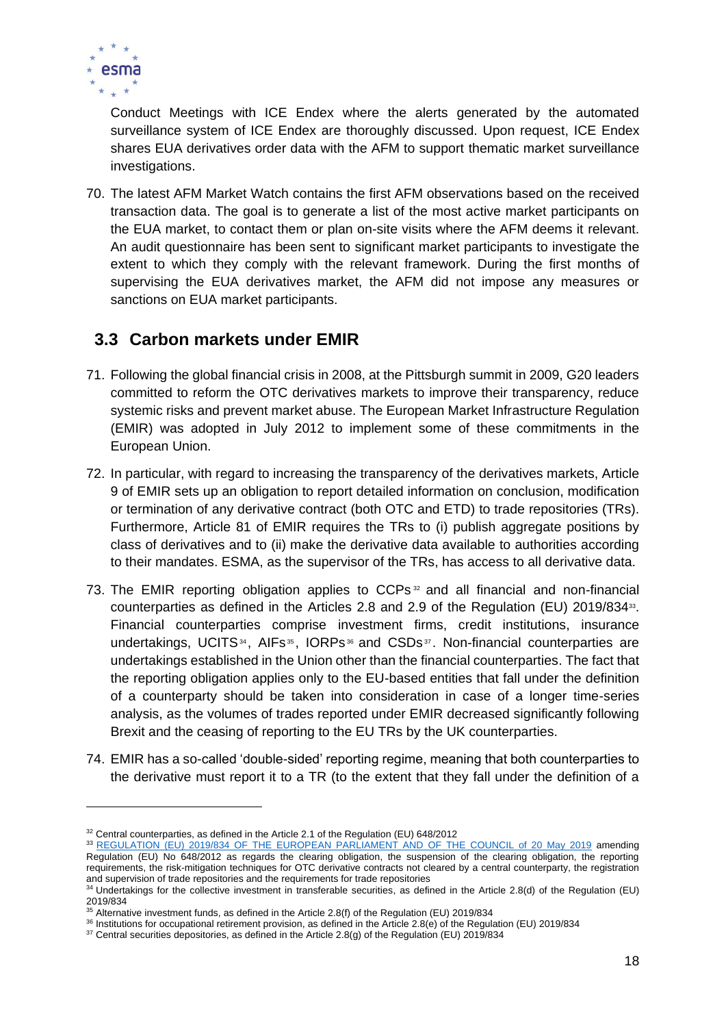Conduct Meetings with ICE Endex where the alerts generated by the automated surveillance system of ICE Endex are thoroughly discussed. Upon request, ICE Endex shares EUA derivatives order data with the AFM to support thematic market surveillance investigations.

70. The latest AFM Market Watch contains the first AFM observations based on the received transaction data. The goal is to generate a list of the most active market participants on the EUA market, to contact them or plan on-site visits where the AFM deems it relevant. An audit questionnaire has been sent to significant market participants to investigate the extent to which they comply with the relevant framework. During the first months of supervising the EUA derivatives market, the AFM did not impose any measures or sanctions on EUA market participants.

## 3.3 Carbon markets under EMIR

71. Following the global financial crisis in 2008, at the Pittsburgh summit in 2009, G20 leaders committed to reform the OTC derivatives markets to improve their transparency, reduce systemic risks and prevent market abuse. The European Market Infrastructure Regulation (EMIR) was adopted in July 2012 to implement some of these commitments in the European Union.

72. In particular, with regard to increasing the transparency of the derivatives markets, Article 9 of EMIR sets up an obligation to report detailed information on conclusion, modification or termination of any derivative contract (both OTC and ETD) to trade repositories (TRs). Furthermore, Article 81 of EMIR requires the TRs to (i) publish aggregate positions by class of derivatives and to (ii) make the derivative data available to authorities according to their mandates. ESMA, as the supervisor of the TRs, has access to all derivative data.

73. The EMIR reporting obligation applies to CCPs[32] and all financial and non-financial counterparties as defined in the Articles 2.8 and 2.9 of the Regulation (EU) 2019/834[33]. Financial counterparties comprise investment firms, credit institutions, insurance undertakings, UCITS[34], AIFs[35], IORPs[36] and CSDs[37]. Non-financial counterparties are undertakings established in the Union other than the financial counterparties. The fact that the reporting obligation applies only to the EU-based entities that fall under the definition of a counterparty should be taken into consideration in case of a longer time-series analysis, as the volumes of trades reported under EMIR decreased significantly following Brexit and the ceasing of reporting to the EU TRs by the UK counterparties.

74. EMIR has a so-called 'double-sided' reporting regime, meaning that both counterparties to the derivative must report it to a TR (to the extent that they fall under the definition of a

---

[32] Central counterparties, as defined in the Article 2.1 of the Regulation (EU) 648/2012

[33] REGULATION (EU) 2019/834 OF THE EUROPEAN PARLIAMENT AND OF THE COUNCIL of 20 May 2019 amending Regulation (EU) No 648/2012 as regards the clearing obligation, the suspension of the clearing obligation, the reporting requirements, the risk-mitigation techniques for OTC derivative contracts not cleared by a central counterparty, the registration and supervision of trade repositories and the requirements for trade repositories

[34] Undertakings for the collective investment in transferable securities, as defined in the Article 2.8(d) of the Regulation (EU) 2019/834

[35] Alternative investment funds, as defined in the Article 2.8(f) of the Regulation (EU) 2019/834

[36] Institutions for occupational retirement provision, as defined in the Article 2.8(e) of the Regulation (EU) 2019/834

[37] Central securities depositories, as defined in the Article 2.8(g) of the Regulation (EU) 2019/834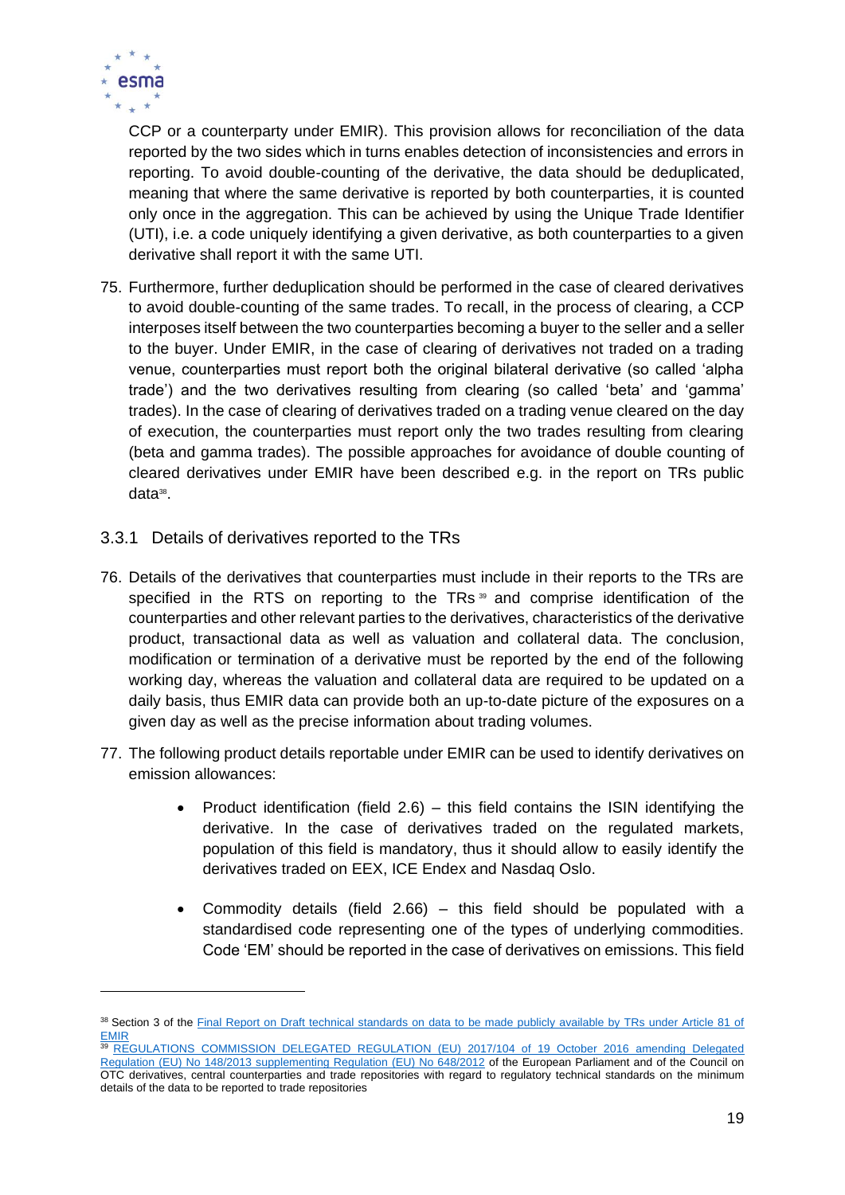CCP or a counterparty under EMIR). This provision allows for reconciliation of the data reported by the two sides which in turns enables detection of inconsistencies and errors in reporting. To avoid double-counting of the derivative, the data should be deduplicated, meaning that where the same derivative is reported by both counterparties, it is counted only once in the aggregation. This can be achieved by using the Unique Trade Identifier (UTI), i.e. a code uniquely identifying a given derivative, as both counterparties to a given derivative shall report it with the same UTI.

75. Furthermore, further deduplication should be performed in the case of cleared derivatives to avoid double-counting of the same trades. To recall, in the process of clearing, a CCP interposes itself between the two counterparties becoming a buyer to the seller and a seller to the buyer. Under EMIR, in the case of clearing of derivatives not traded on a trading venue, counterparties must report both the original bilateral derivative (so called 'alpha trade') and the two derivatives resulting from clearing (so called 'beta' and 'gamma' trades). In the case of clearing of derivatives traded on a trading venue cleared on the day of execution, the counterparties must report only the two trades resulting from clearing (beta and gamma trades). The possible approaches for avoidance of double counting of cleared derivatives under EMIR have been described e.g. in the report on TRs public data[38].

### 3.3.1 Details of derivatives reported to the TRs

76. Details of the derivatives that counterparties must include in their reports to the TRs are specified in the RTS on reporting to the TRs[39] and comprise identification of the counterparties and other relevant parties to the derivatives, characteristics of the derivative product, transactional data as well as valuation and collateral data. The conclusion, modification or termination of a derivative must be reported by the end of the following working day, whereas the valuation and collateral data are required to be updated on a daily basis, thus EMIR data can provide both an up-to-date picture of the exposures on a given day as well as the precise information about trading volumes.

77. The following product details reportable under EMIR can be used to identify derivatives on emission allowances:

- Product identification (field 2.6) – this field contains the ISIN identifying the derivative. In the case of derivatives traded on the regulated markets, population of this field is mandatory, thus it should allow to easily identify the derivatives traded on EEX, ICE Endex and Nasdaq Oslo.

- Commodity details (field 2.66) – this field should be populated with a standardised code representing one of the types of underlying commodities. Code 'EM' should be reported in the case of derivatives on emissions. This field

---

[38] Section 3 of the Final Report on Draft technical standards on data to be made publicly available by TRs under Article 81 of EMIR

[39] REGULATIONS COMMISSION DELEGATED REGULATION (EU) 2017/104 of 19 October 2016 amending Delegated Regulation (EU) No 148/2013 supplementing Regulation (EU) No 648/2012 of the European Parliament and of the Council on OTC derivatives, central counterparties and trade repositories with regard to regulatory technical standards on the minimum details of the data to be reported to trade repositories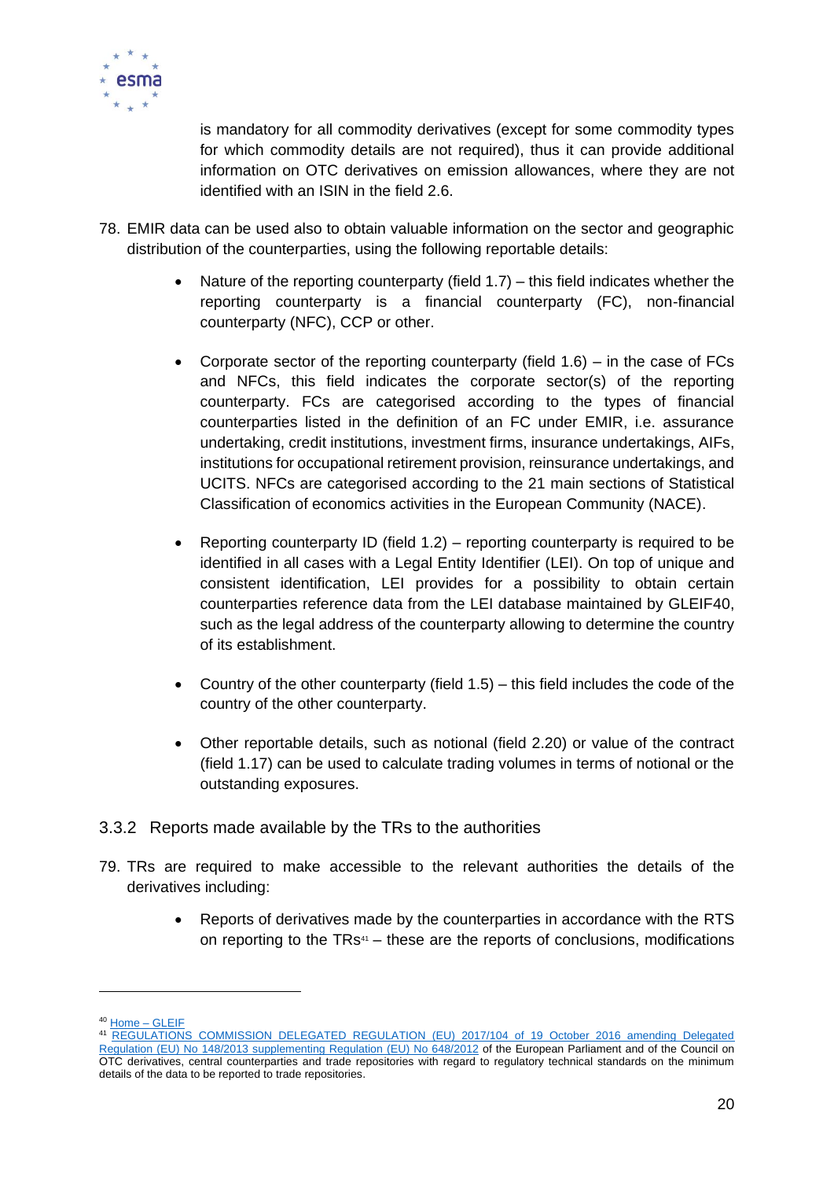is mandatory for all commodity derivatives (except for some commodity types for which commodity details are not required), thus it can provide additional information on OTC derivatives on emission allowances, where they are not identified with an ISIN in the field 2.6.

78. EMIR data can be used also to obtain valuable information on the sector and geographic distribution of the counterparties, using the following reportable details:

    - Nature of the reporting counterparty (field 1.7) – this field indicates whether the reporting counterparty is a financial counterparty (FC), non-financial counterparty (NFC), CCP or other.

    - Corporate sector of the reporting counterparty (field 1.6) – in the case of FCs and NFCs, this field indicates the corporate sector(s) of the reporting counterparty. FCs are categorised according to the types of financial counterparties listed in the definition of an FC under EMIR, i.e. assurance undertaking, credit institutions, investment firms, insurance undertakings, AIFs, institutions for occupational retirement provision, reinsurance undertakings, and UCITS. NFCs are categorised according to the 21 main sections of Statistical Classification of economics activities in the European Community (NACE).

    - Reporting counterparty ID (field 1.2) – reporting counterparty is required to be identified in all cases with a Legal Entity Identifier (LEI). On top of unique and consistent identification, LEI provides for a possibility to obtain certain counterparties reference data from the LEI database maintained by GLEIF[40], such as the legal address of the counterparty allowing to determine the country of its establishment.

    - Country of the other counterparty (field 1.5) – this field includes the code of the country of the other counterparty.

    - Other reportable details, such as notional (field 2.20) or value of the contract (field 1.17) can be used to calculate trading volumes in terms of notional or the outstanding exposures.

### 3.3.2 Reports made available by the TRs to the authorities

79. TRs are required to make accessible to the relevant authorities the details of the derivatives including:

    - Reports of derivatives made by the counterparties in accordance with the RTS on reporting to the TRs[41] – these are the reports of conclusions, modifications

---

[40] Home – GLEIF

[41] REGULATIONS COMMISSION DELEGATED REGULATION (EU) 2017/104 of 19 October 2016 amending Delegated Regulation (EU) No 148/2013 supplementing Regulation (EU) No 648/2012 of the European Parliament and of the Council on OTC derivatives, central counterparties and trade repositories with regard to regulatory technical standards on the minimum details of the data to be reported to trade repositories.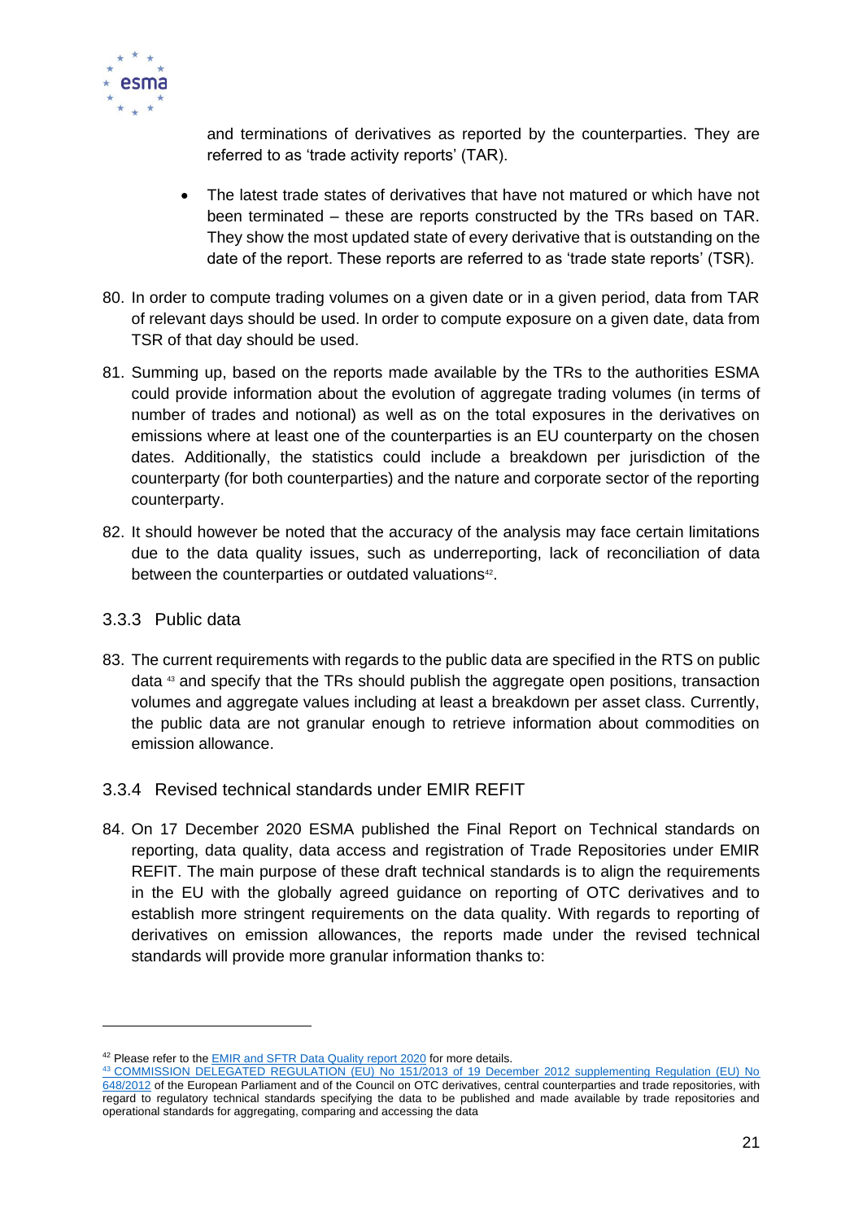and terminations of derivatives as reported by the counterparties. They are referred to as 'trade activity reports' (TAR).

- The latest trade states of derivatives that have not matured or which have not been terminated – these are reports constructed by the TRs based on TAR. They show the most updated state of every derivative that is outstanding on the date of the report. These reports are referred to as 'trade state reports' (TSR).

80. In order to compute trading volumes on a given date or in a given period, data from TAR of relevant days should be used. In order to compute exposure on a given date, data from TSR of that day should be used.

81. Summing up, based on the reports made available by the TRs to the authorities ESMA could provide information about the evolution of aggregate trading volumes (in terms of number of trades and notional) as well as on the total exposures in the derivatives on emissions where at least one of the counterparties is an EU counterparty on the chosen dates. Additionally, the statistics could include a breakdown per jurisdiction of the counterparty (for both counterparties) and the nature and corporate sector of the reporting counterparty.

82. It should however be noted that the accuracy of the analysis may face certain limitations due to the data quality issues, such as underreporting, lack of reconciliation of data between the counterparties or outdated valuations[42].

### 3.3.3 Public data

83. The current requirements with regards to the public data are specified in the RTS on public data [43] and specify that the TRs should publish the aggregate open positions, transaction volumes and aggregate values including at least a breakdown per asset class. Currently, the public data are not granular enough to retrieve information about commodities on emission allowance.

### 3.3.4 Revised technical standards under EMIR REFIT

84. On 17 December 2020 ESMA published the Final Report on Technical standards on reporting, data quality, data access and registration of Trade Repositories under EMIR REFIT. The main purpose of these draft technical standards is to align the requirements in the EU with the globally agreed guidance on reporting of OTC derivatives and to establish more stringent requirements on the data quality. With regards to reporting of derivatives on emission allowances, the reports made under the revised technical standards will provide more granular information thanks to:

---

[42] Please refer to the EMIR and SFTR Data Quality report 2020 for more details.

[43] COMMISSION DELEGATED REGULATION (EU) No 151/2013 of 19 December 2012 supplementing Regulation (EU) No 648/2012 of the European Parliament and of the Council on OTC derivatives, central counterparties and trade repositories, with regard to regulatory technical standards specifying the data to be published and made available by trade repositories and operational standards for aggregating, comparing and accessing the data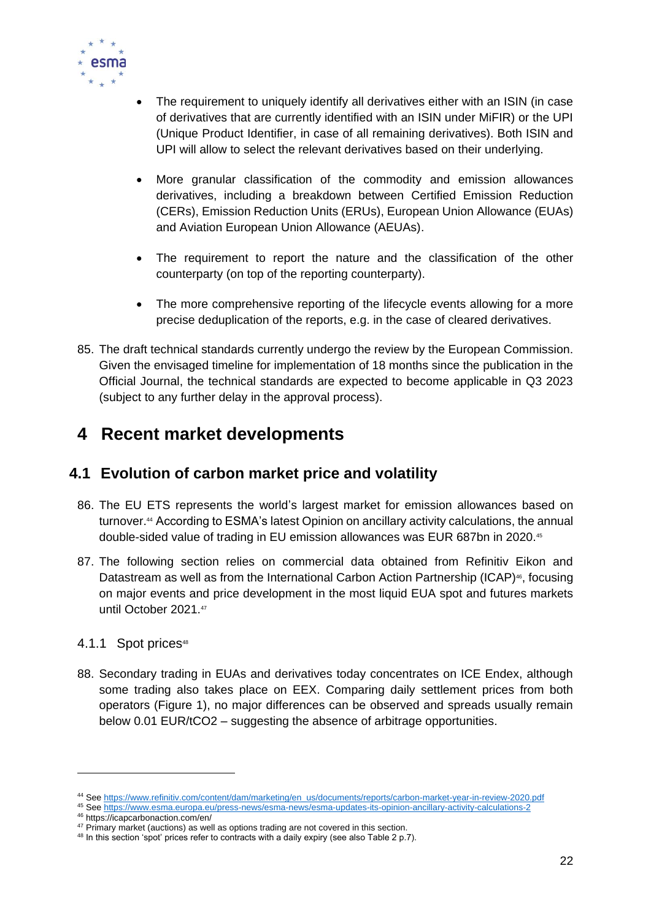- The requirement to uniquely identify all derivatives either with an ISIN (in case of derivatives that are currently identified with an ISIN under MiFIR) or the UPI (Unique Product Identifier, in case of all remaining derivatives). Both ISIN and UPI will allow to select the relevant derivatives based on their underlying.

- More granular classification of the commodity and emission allowances derivatives, including a breakdown between Certified Emission Reduction (CERs), Emission Reduction Units (ERUs), European Union Allowance (EUAs) and Aviation European Union Allowance (AEUAs).

- The requirement to report the nature and the classification of the other counterparty (on top of the reporting counterparty).

- The more comprehensive reporting of the lifecycle events allowing for a more precise deduplication of the reports, e.g. in the case of cleared derivatives.

85. The draft technical standards currently undergo the review by the European Commission. Given the envisaged timeline for implementation of 18 months since the publication in the Official Journal, the technical standards are expected to become applicable in Q3 2023 (subject to any further delay in the approval process).

# 4 Recent market developments

## 4.1 Evolution of carbon market price and volatility

86. The EU ETS represents the world's largest market for emission allowances based on turnover.[44] According to ESMA's latest Opinion on ancillary activity calculations, the annual double-sided value of trading in EU emission allowances was EUR 687bn in 2020.[45]

87. The following section relies on commercial data obtained from Refinitiv Eikon and Datastream as well as from the International Carbon Action Partnership (ICAP)[46], focusing on major events and price development in the most liquid EUA spot and futures markets until October 2021.[47]

### 4.1.1 Spot prices[48]

88. Secondary trading in EUAs and derivatives today concentrates on ICE Endex, although some trading also takes place on EEX. Comparing daily settlement prices from both operators (Figure 1), no major differences can be observed and spreads usually remain below 0.01 EUR/t$CO_2$ – suggesting the absence of arbitrage opportunities.

---

[44] See https://www.refinitiv.com/content/dam/marketing/en_us/documents/reports/carbon-market-year-in-review-2020.pdf

[45] See https://www.esma.europa.eu/press-news/esma-news/esma-updates-its-opinion-ancillary-activity-calculations-2

[46] https://icapcarbonaction.com/en/

[47] Primary market (auctions) as well as options trading are not covered in this section.

[48] In this section 'spot' prices refer to contracts with a daily expiry (see also Table 2 p.7).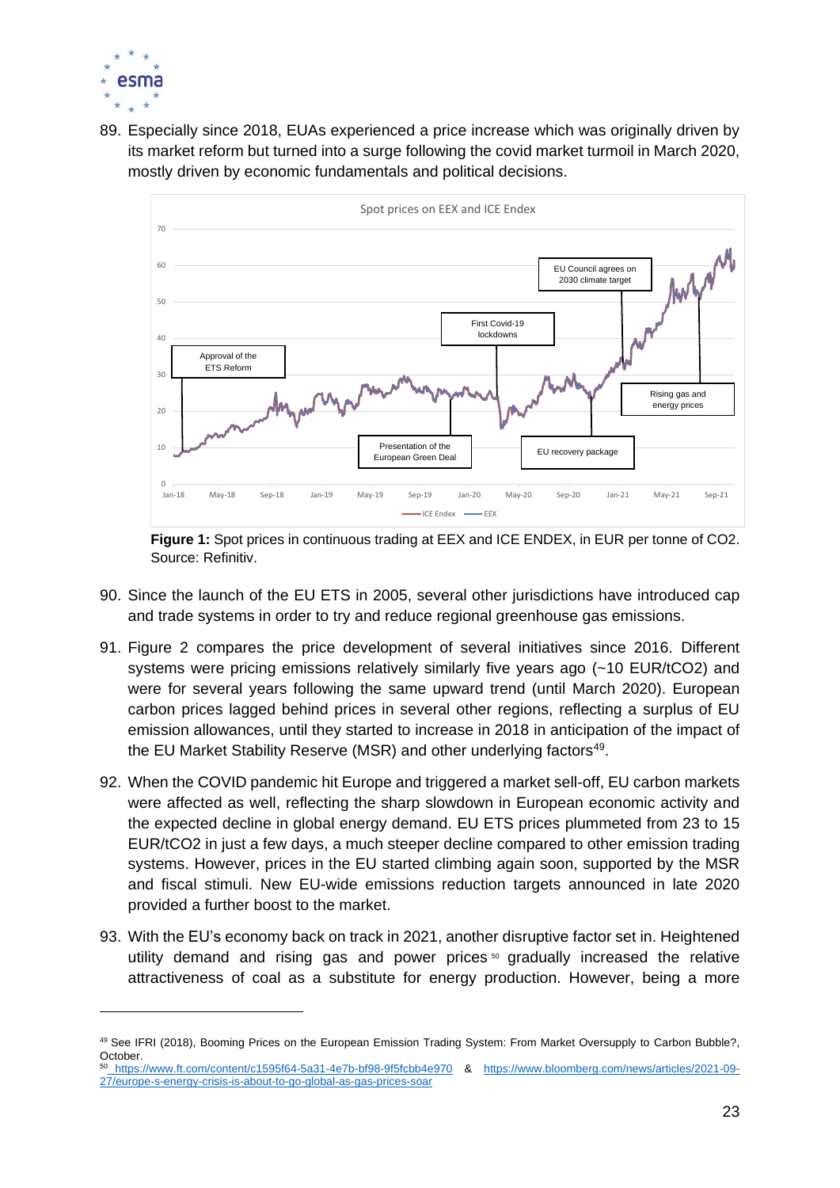89. Especially since 2018, EUAs experienced a price increase which was originally driven by its market reform but turned into a surge following the covid market turmoil in March 2020, mostly driven by economic fundamentals and political decisions.

**Figure 1:** Spot prices in continuous trading at EEX and ICE ENDEX, in EUR per tonne of CO2. Source: Refinitiv.

90. Since the launch of the EU ETS in 2005, several other jurisdictions have introduced cap and trade systems in order to try and reduce regional greenhouse gas emissions.

91. Figure 2 compares the price development of several initiatives since 2016. Different systems were pricing emissions relatively similarly five years ago (~10 EUR/tCO2) and were for several years following the same upward trend (until March 2020). European carbon prices lagged behind prices in several other regions, reflecting a surplus of EU emission allowances, until they started to increase in 2018 in anticipation of the impact of the EU Market Stability Reserve (MSR) and other underlying factors[49].

92. When the COVID pandemic hit Europe and triggered a market sell-off, EU carbon markets were affected as well, reflecting the sharp slowdown in European economic activity and the expected decline in global energy demand. EU ETS prices plummeted from 23 to 15 EUR/tCO2 in just a few days, a much steeper decline compared to other emission trading systems. However, prices in the EU started climbing again soon, supported by the MSR and fiscal stimuli. New EU-wide emissions reduction targets announced in late 2020 provided a further boost to the market.

93. With the EU's economy back on track in 2021, another disruptive factor set in. Heightened utility demand and rising gas and power prices[50] gradually increased the relative attractiveness of coal as a substitute for energy production. However, being a more

---

[49] See IFRI (2018), Booming Prices on the European Emission Trading System: From Market Oversupply to Carbon Bubble?, October.

[50] https://www.ft.com/content/c1595f64-5a31-4e7b-bf98-9f5fcbb4e970 & https://www.bloomberg.com/news/articles/2021-09-27/europe-s-energy-crisis-is-about-to-go-global-as-gas-prices-soar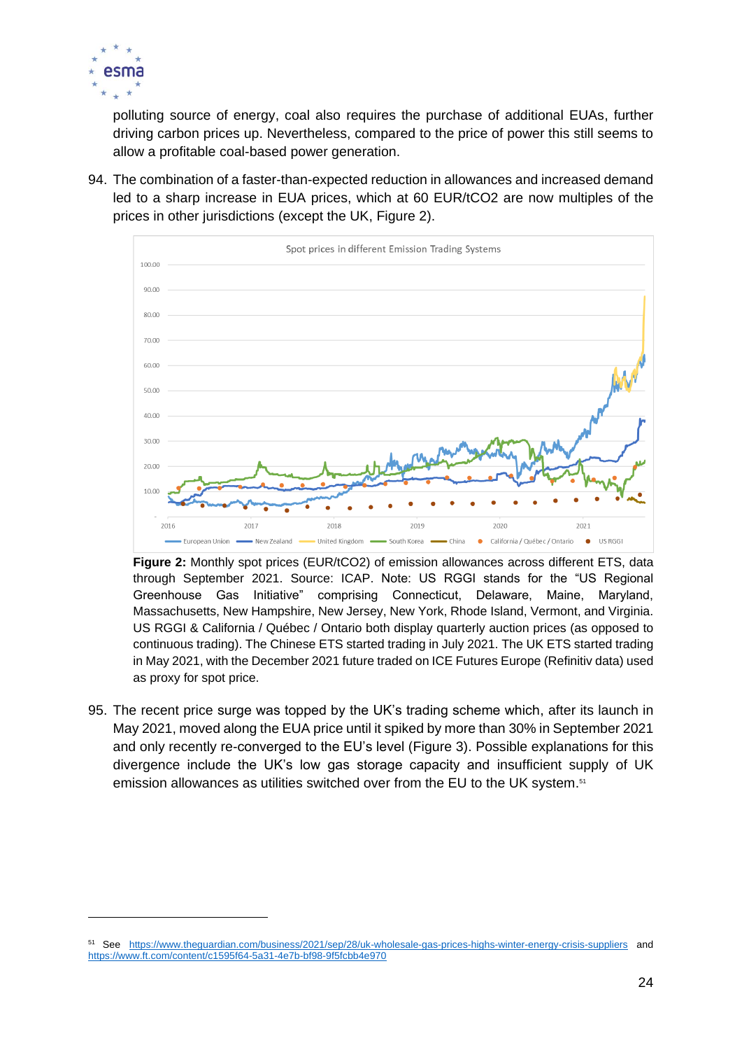polluting source of energy, coal also requires the purchase of additional EUAs, further driving carbon prices up. Nevertheless, compared to the price of power this still seems to allow a profitable coal-based power generation.

94. The combination of a faster-than-expected reduction in allowances and increased demand led to a sharp increase in EUA prices, which at 60 EUR/tCO2 are now multiples of the prices in other jurisdictions (except the UK, Figure 2).

**Figure 2:** Monthly spot prices (EUR/tCO2) of emission allowances across different ETS, data through September 2021. Source: ICAP. Note: US RGGI stands for the "US Regional Greenhouse Gas Initiative" comprising Connecticut, Delaware, Maine, Maryland, Massachusetts, New Hampshire, New Jersey, New York, Rhode Island, Vermont, and Virginia. US RGGI & California / Québec / Ontario both display quarterly auction prices (as opposed to continuous trading). The Chinese ETS started trading in July 2021. The UK ETS started trading in May 2021, with the December 2021 future traded on ICE Futures Europe (Refinitiv data) used as proxy for spot price.

95. The recent price surge was topped by the UK's trading scheme which, after its launch in May 2021, moved along the EUA price until it spiked by more than 30% in September 2021 and only recently re-converged to the EU's level (Figure 3). Possible explanations for this divergence include the UK's low gas storage capacity and insufficient supply of UK emission allowances as utilities switched over from the EU to the UK system.[51]

---

[51] See https://www.theguardian.com/business/2021/sep/28/uk-wholesale-gas-prices-highs-winter-energy-crisis-suppliers and https://www.ft.com/content/c1595f64-5a31-4e7b-bf98-9f5fcbb4e970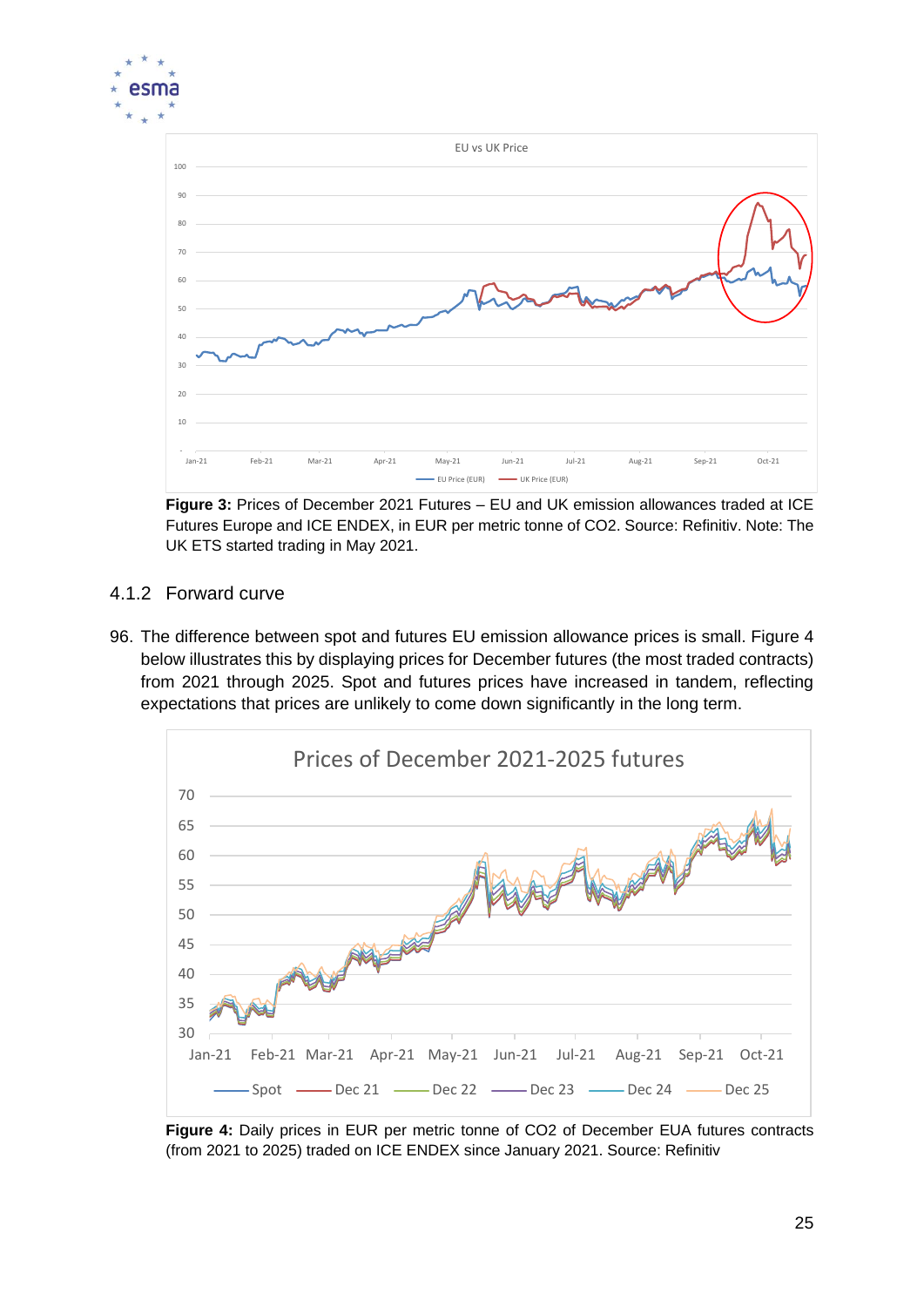Figure 3: Prices of December 2021 Futures – EU and UK emission allowances traded at ICE Futures Europe and ICE ENDEX, in EUR per metric tonne of CO2. Source: Refinitiv. Note: The UK ETS started trading in May 2021.

### 4.1.2 Forward curve

96. The difference between spot and futures EU emission allowance prices is small. Figure 4 below illustrates this by displaying prices for December futures (the most traded contracts) from 2021 through 2025. Spot and futures prices have increased in tandem, reflecting expectations that prices are unlikely to come down significantly in the long term.

**Figure 4:** Daily prices in EUR per metric tonne of CO2 of December EUA futures contracts (from 2021 to 2025) traded on ICE ENDEX since January 2021. Source: Refinitiv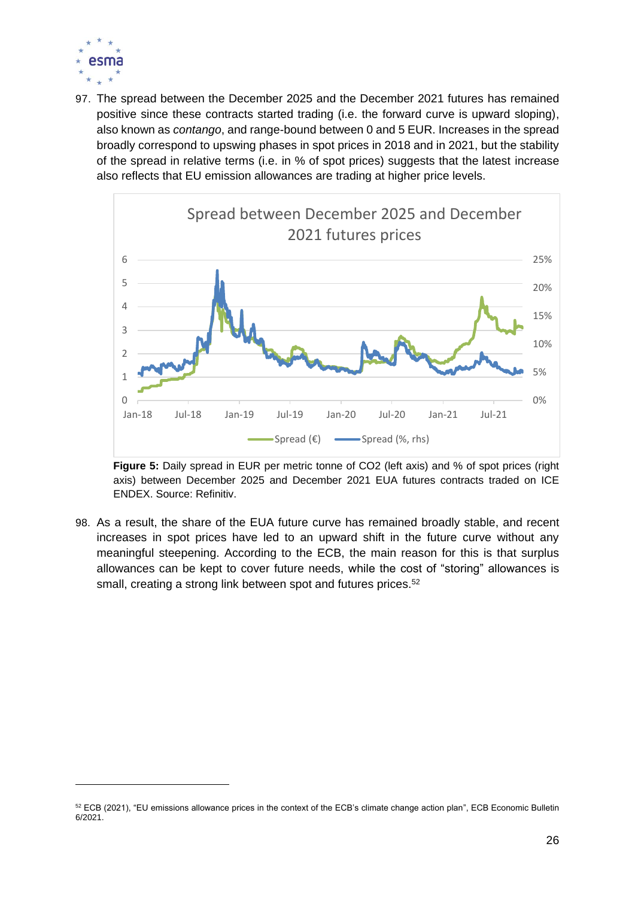97. The spread between the December 2025 and the December 2021 futures has remained positive since these contracts started trading (i.e. the forward curve is upward sloping), also known as *contango*, and range-bound between 0 and 5 EUR. Increases in the spread broadly correspond to upswing phases in spot prices in 2018 and in 2021, but the stability of the spread in relative terms (i.e. in % of spot prices) suggests that the latest increase also reflects that EU emission allowances are trading at higher price levels.

**Figure 5:** Daily spread in EUR per metric tonne of CO2 (left axis) and % of spot prices (right axis) between December 2025 and December 2021 EUA futures contracts traded on ICE ENDEX. Source: Refinitiv.

98. As a result, the share of the EUA future curve has remained broadly stable, and recent increases in spot prices have led to an upward shift in the future curve without any meaningful steepening. According to the ECB, the main reason for this is that surplus allowances can be kept to cover future needs, while the cost of "storing" allowances is small, creating a strong link between spot and futures prices.[52]

[52] ECB (2021), "EU emissions allowance prices in the context of the ECB's climate change action plan", ECB Economic Bulletin 6/2021.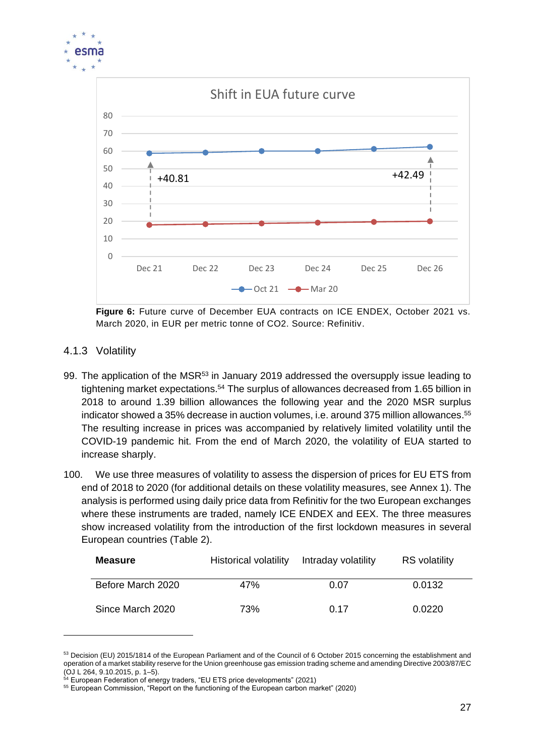Figure 6: Future curve of December EUA contracts on ICE ENDEX, October 2021 vs. March 2020, in EUR per metric tonne of CO2. Source: Refinitiv.

### 4.1.3 Volatility

99. The application of the MSR[53] in January 2019 addressed the oversupply issue leading to tightening market expectations.[54] The surplus of allowances decreased from 1.65 billion in 2018 to around 1.39 billion allowances the following year and the 2020 MSR surplus indicator showed a 35% decrease in auction volumes, i.e. around 375 million allowances.[55] The resulting increase in prices was accompanied by relatively limited volatility until the COVID-19 pandemic hit. From the end of March 2020, the volatility of EUA started to increase sharply.

100. We use three measures of volatility to assess the dispersion of prices for EU ETS from end of 2018 to 2020 (for additional details on these volatility measures, see Annex 1). The analysis is performed using daily price data from Refinitiv for the two European exchanges where these instruments are traded, namely ICE ENDEX and EEX. The three measures show increased volatility from the introduction of the first lockdown measures in several European countries (Table 2).

| **Measure** | Historical volatility | Intraday volatility | RS volatility |
|---|---|---|---|
| Before March 2020 | 47% | 0.07 | 0.0132 |
| Since March 2020 | 73% | 0.17 | 0.0220 |

[53] Decision (EU) 2015/1814 of the European Parliament and of the Council of 6 October 2015 concerning the establishment and operation of a market stability reserve for the Union greenhouse gas emission trading scheme and amending Directive 2003/87/EC (OJ L 264, 9.10.2015, p. 1–5).

[54] European Federation of energy traders, "EU ETS price developments" (2021)

[55] European Commission, "Report on the functioning of the European carbon market" (2020)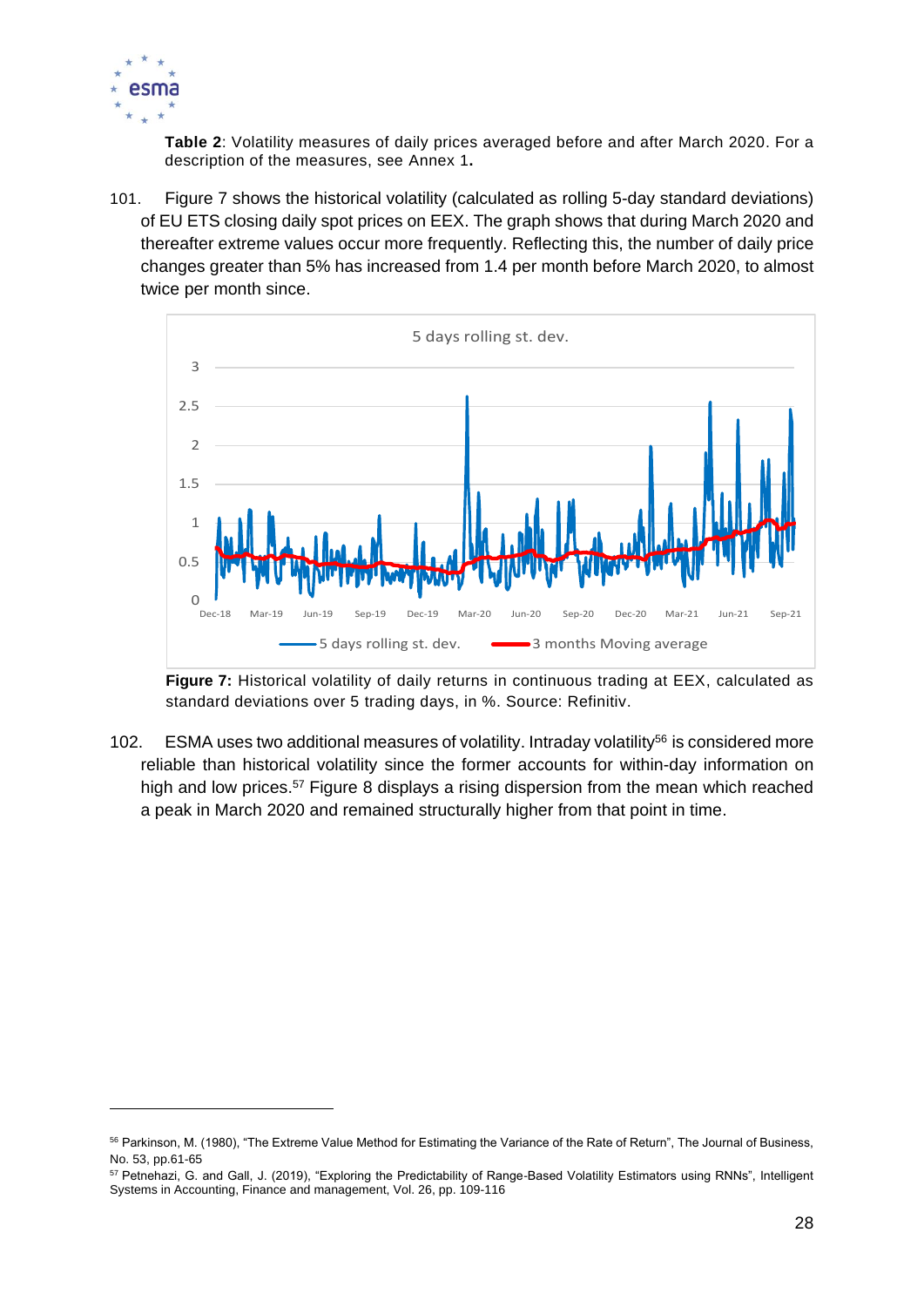**Table 2**: Volatility measures of daily prices averaged before and after March 2020. For a description of the measures, see Annex 1**.**

101. Figure 7 shows the historical volatility (calculated as rolling 5-day standard deviations) of EU ETS closing daily spot prices on EEX. The graph shows that during March 2020 and thereafter extreme values occur more frequently. Reflecting this, the number of daily price changes greater than 5% has increased from 1.4 per month before March 2020, to almost twice per month since.

**Figure 7:** Historical volatility of daily returns in continuous trading at EEX, calculated as standard deviations over 5 trading days, in %. Source: Refinitiv.

102. ESMA uses two additional measures of volatility. Intraday volatility[56] is considered more reliable than historical volatility since the former accounts for within-day information on high and low prices.[57] Figure 8 displays a rising dispersion from the mean which reached a peak in March 2020 and remained structurally higher from that point in time.

[56] Parkinson, M. (1980), "The Extreme Value Method for Estimating the Variance of the Rate of Return", The Journal of Business, No. 53, pp.61-65

[57] Petnehazi, G. and Gall, J. (2019), "Exploring the Predictability of Range-Based Volatility Estimators using RNNs", Intelligent Systems in Accounting, Finance and management, Vol. 26, pp. 109-116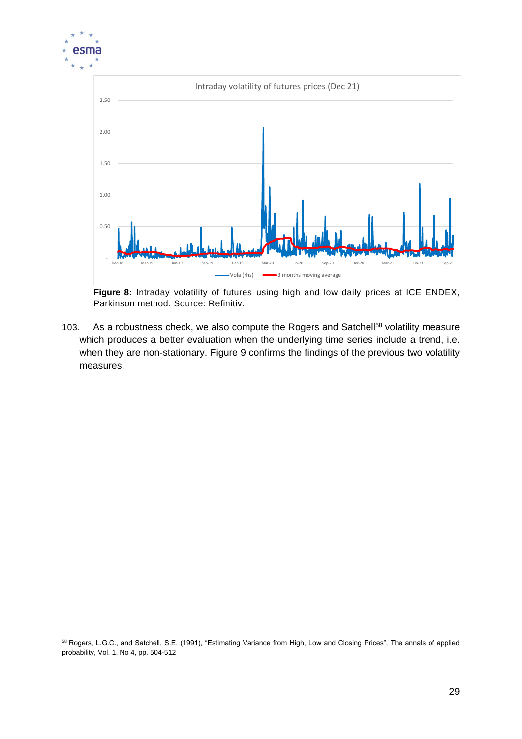**Figure 8:** Intraday volatility of futures using high and low daily prices at ICE ENDEX, Parkinson method. Source: Refinitiv.

103. As a robustness check, we also compute the Rogers and Satchell[58] volatility measure which produces a better evaluation when the underlying time series include a trend, i.e. when they are non-stationary. Figure 9 confirms the findings of the previous two volatility measures.

[58] Rogers, L.G.C., and Satchell, S.E. (1991), "Estimating Variance from High, Low and Closing Prices", The annals of applied probability, Vol. 1, No 4, pp. 504-512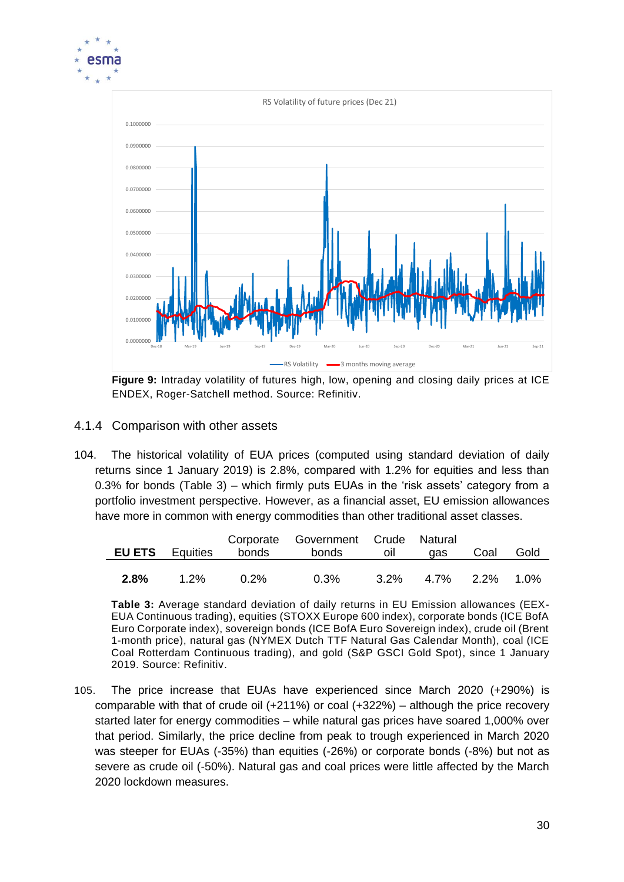**Figure 9:** Intraday volatility of futures high, low, opening and closing daily prices at ICE ENDEX, Roger-Satchell method. Source: Refinitiv.

### 4.1.4 Comparison with other assets

104. The historical volatility of EUA prices (computed using standard deviation of daily returns since 1 January 2019) is 2.8%, compared with 1.2% for equities and less than 0.3% for bonds (Table 3) – which firmly puts EUAs in the 'risk assets' category from a portfolio investment perspective. However, as a financial asset, EU emission allowances have more in common with energy commodities than other traditional asset classes.

| **EU ETS** | Equities | Corporate bonds | Government bonds | Crude oil | Natural gas | Coal | Gold |
|---|---|---|---|---|---|---|---|
| **2.8%** | 1.2% | 0.2% | 0.3% | 3.2% | 4.7% | 2.2% | 1.0% |

**Table 3:** Average standard deviation of daily returns in EU Emission allowances (EEX-EUA Continuous trading), equities (STOXX Europe 600 index), corporate bonds (ICE BofA Euro Corporate index), sovereign bonds (ICE BofA Euro Sovereign index), crude oil (Brent 1-month price), natural gas (NYMEX Dutch TTF Natural Gas Calendar Month), coal (ICE Coal Rotterdam Continuous trading), and gold (S&P GSCI Gold Spot), since 1 January 2019. Source: Refinitiv.

105. The price increase that EUAs have experienced since March 2020 (+290%) is comparable with that of crude oil (+211%) or coal (+322%) – although the price recovery started later for energy commodities – while natural gas prices have soared 1,000% over that period. Similarly, the price decline from peak to trough experienced in March 2020 was steeper for EUAs (-35%) than equities (-26%) or corporate bonds (-8%) but not as severe as crude oil (-50%). Natural gas and coal prices were little affected by the March 2020 lockdown measures.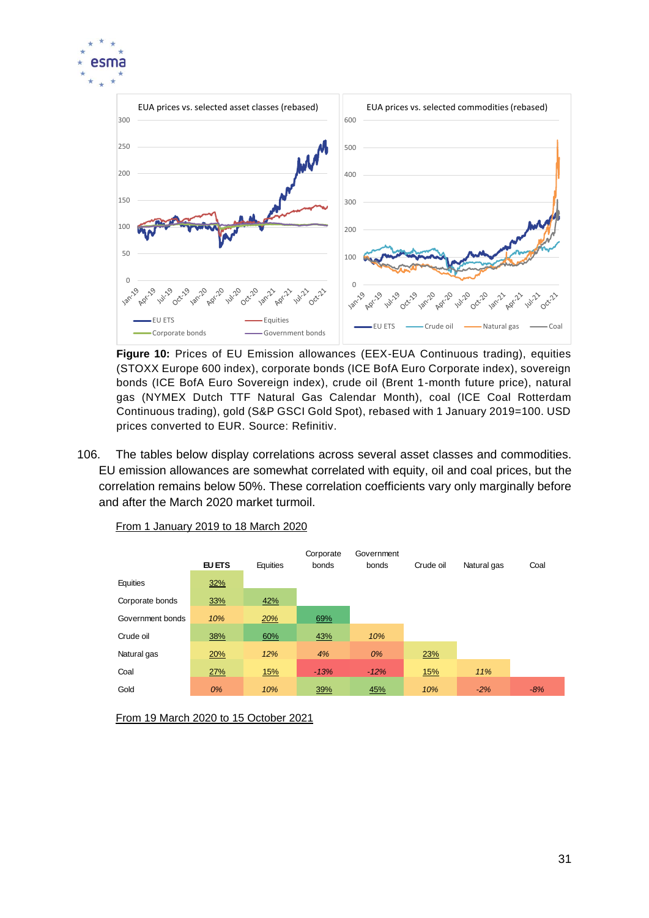Figure 10: Prices of EU Emission allowances (EEX-EUA Continuous trading), equities (STOXX Europe 600 index), corporate bonds (ICE BofA Euro Corporate index), sovereign bonds (ICE BofA Euro Sovereign index), crude oil (Brent 1-month future price), natural gas (NYMEX Dutch TTF Natural Gas Calendar Month), coal (ICE Coal Rotterdam Continuous trading), gold (S&P GSCI Gold Spot), rebased with 1 January 2019=100. USD prices converted to EUR. Source: Refinitiv.

106. The tables below display correlations across several asset classes and commodities. EU emission allowances are somewhat correlated with equity, oil and coal prices, but the correlation remains below 50%. These correlation coefficients vary only marginally before and after the March 2020 market turmoil.

From 1 January 2019 to 18 March 2020

| | EU ETS | Equities | Corporate bonds | Government bonds | Crude oil | Natural gas | Coal |
|---|---|---|---|---|---|---|---|
| Equities | 32% | | | | | | |
| Corporate bonds | 33% | 42% | | | | | |
| Government bonds | 10% | 20% | 69% | | | | |
| Crude oil | 38% | 60% | 43% | 10% | | | |
| Natural gas | 20% | 12% | 4% | 0% | 23% | | |
| Coal | 27% | 15% | -13% | -12% | 15% | 11% | |
| Gold | 0% | 10% | 39% | 45% | 10% | -2% | -8% |

From 19 March 2020 to 15 October 2021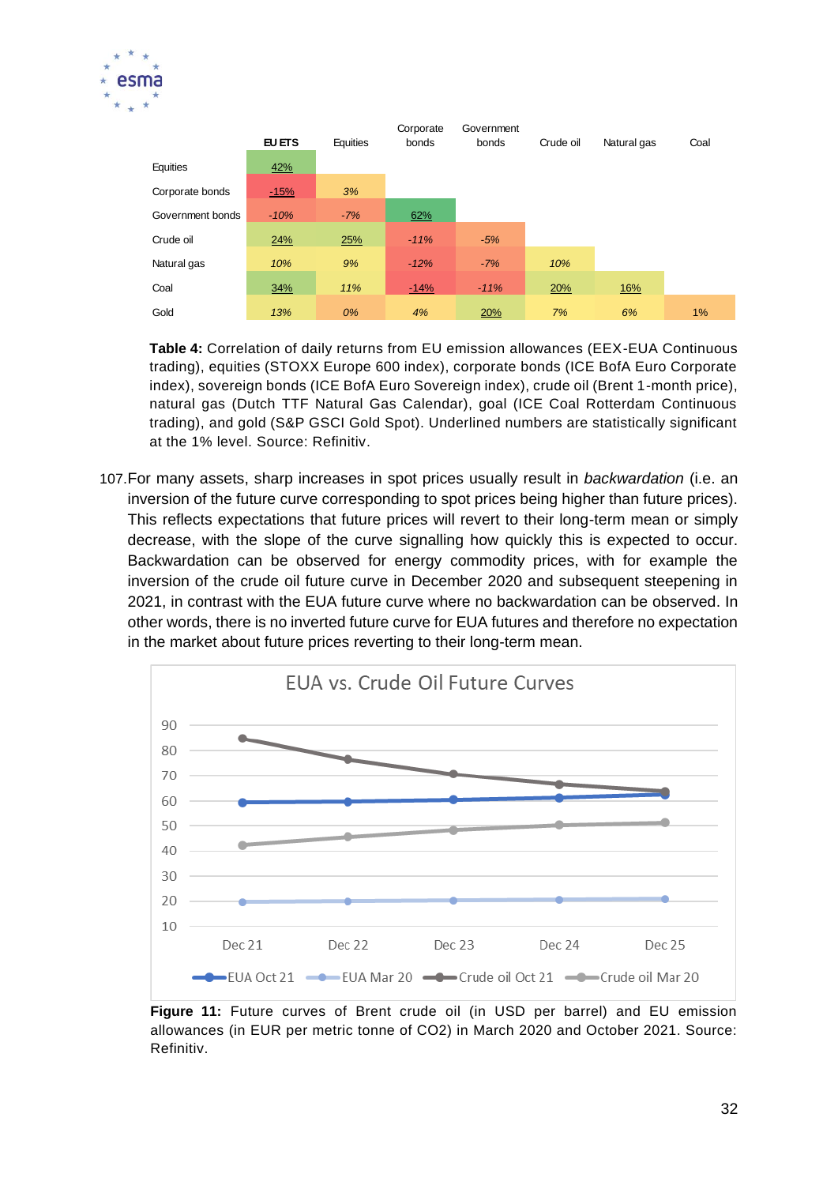|  | **EU ETS** | Equities | Corporate bonds | Government bonds | Crude oil | Natural gas | Coal |
|---|---|---|---|---|---|---|---|
| Equities | 42% |  |  |  |  |  |  |
| Corporate bonds | -15% | 3% |  |  |  |  |  |
| Government bonds | -10% | -7% | 62% |  |  |  |  |
| Crude oil | 24% | 25% | -11% | -5% |  |  |  |
| Natural gas | 10% | 9% | -12% | -7% | 10% |  |  |
| Coal | 34% | 11% | -14% | -11% | 20% | 16% |  |
| Gold | 13% | 0% | 4% | 20% | 7% | 6% | 1% |

**Table 4:** Correlation of daily returns from EU emission allowances (EEX-EUA Continuous trading), equities (STOXX Europe 600 index), corporate bonds (ICE BofA Euro Corporate index), sovereign bonds (ICE BofA Euro Sovereign index), crude oil (Brent 1-month price), natural gas (Dutch TTF Natural Gas Calendar), goal (ICE Coal Rotterdam Continuous trading), and gold (S&P GSCI Gold Spot). Underlined numbers are statistically significant at the 1% level. Source: Refinitiv.

107. For many assets, sharp increases in spot prices usually result in *backwardation* (i.e. an inversion of the future curve corresponding to spot prices being higher than future prices). This reflects expectations that future prices will revert to their long-term mean or simply decrease, with the slope of the curve signalling how quickly this is expected to occur. Backwardation can be observed for energy commodity prices, with for example the inversion of the crude oil future curve in December 2020 and subsequent steepening in 2021, in contrast with the EUA future curve where no backwardation can be observed. In other words, there is no inverted future curve for EUA futures and therefore no expectation in the market about future prices reverting to their long-term mean.

**EUA vs. Crude Oil Future Curves**

| | Dec 21 | Dec 22 | Dec 23 | Dec 24 | Dec 25 |
|---|---|---|---|---|---|
| EUA Oct 21 | ~60 | ~60 | ~61 | ~61 | ~62 |
| EUA Mar 20 | ~20 | ~20 | ~20 | ~21 | ~21 |
| Crude oil Oct 21 | ~85 | ~76 | ~70 | ~67 | ~64 |
| Crude oil Mar 20 | ~42 | ~46 | ~48 | ~50 | ~51 |

**Figure 11:** Future curves of Brent crude oil (in USD per barrel) and EU emission allowances (in EUR per metric tonne of $CO_2$) in March 2020 and October 2021. Source: Refinitiv.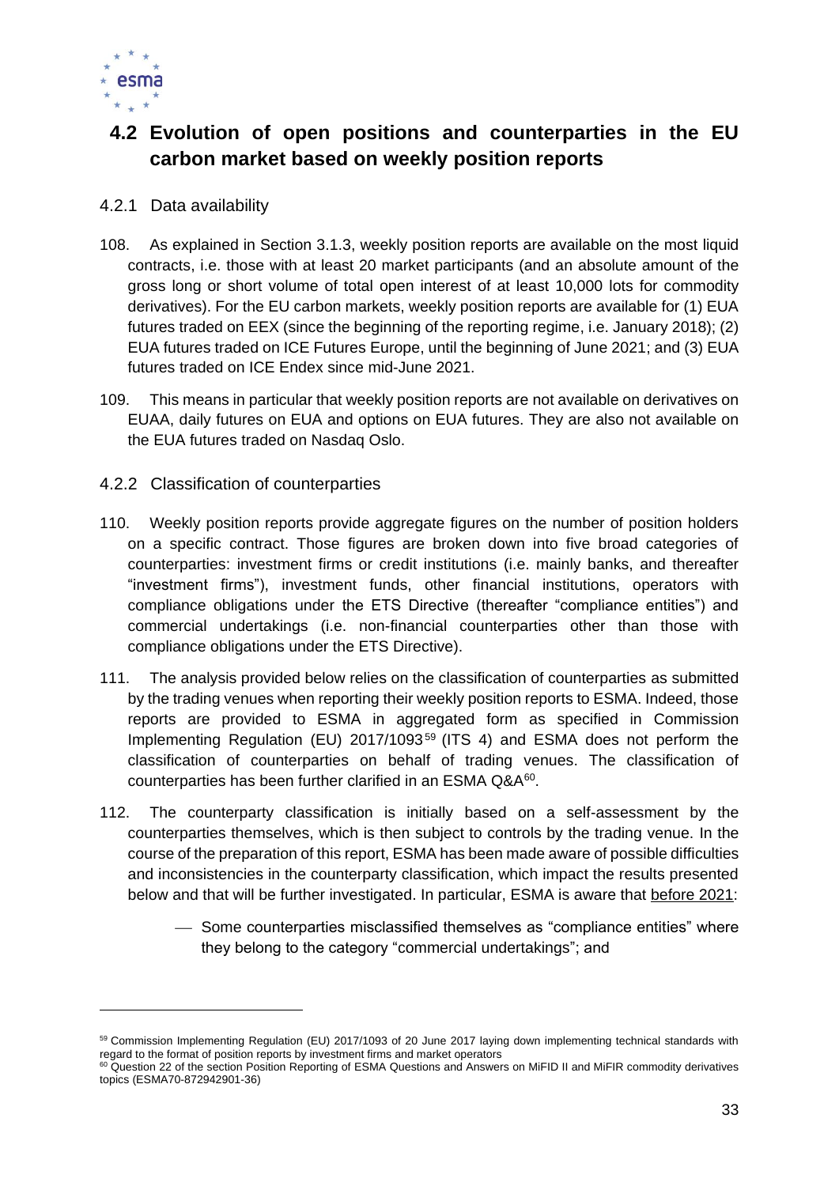## 4.2 Evolution of open positions and counterparties in the EU carbon market based on weekly position reports

### 4.2.1 Data availability

108. As explained in Section 3.1.3, weekly position reports are available on the most liquid contracts, i.e. those with at least 20 market participants (and an absolute amount of the gross long or short volume of total open interest of at least 10,000 lots for commodity derivatives). For the EU carbon markets, weekly position reports are available for (1) EUA futures traded on EEX (since the beginning of the reporting regime, i.e. January 2018); (2) EUA futures traded on ICE Futures Europe, until the beginning of June 2021; and (3) EUA futures traded on ICE Endex since mid-June 2021.

109. This means in particular that weekly position reports are not available on derivatives on EUAA, daily futures on EUA and options on EUA futures. They are also not available on the EUA futures traded on Nasdaq Oslo.

### 4.2.2 Classification of counterparties

110. Weekly position reports provide aggregate figures on the number of position holders on a specific contract. Those figures are broken down into five broad categories of counterparties: investment firms or credit institutions (i.e. mainly banks, and thereafter "investment firms"), investment funds, other financial institutions, operators with compliance obligations under the ETS Directive (thereafter "compliance entities") and commercial undertakings (i.e. non-financial counterparties other than those with compliance obligations under the ETS Directive).

111. The analysis provided below relies on the classification of counterparties as submitted by the trading venues when reporting their weekly position reports to ESMA. Indeed, those reports are provided to ESMA in aggregated form as specified in Commission Implementing Regulation (EU) 2017/1093[59] (ITS 4) and ESMA does not perform the classification of counterparties on behalf of trading venues. The classification of counterparties has been further clarified in an ESMA Q&A[60].

112. The counterparty classification is initially based on a self-assessment by the counterparties themselves, which is then subject to controls by the trading venue. In the course of the preparation of this report, ESMA has been made aware of possible difficulties and inconsistencies in the counterparty classification, which impact the results presented below and that will be further investigated. In particular, ESMA is aware that before 2021:

- Some counterparties misclassified themselves as "compliance entities" where they belong to the category "commercial undertakings"; and

[59] Commission Implementing Regulation (EU) 2017/1093 of 20 June 2017 laying down implementing technical standards with regard to the format of position reports by investment firms and market operators

[60] Question 22 of the section Position Reporting of ESMA Questions and Answers on MiFID II and MiFIR commodity derivatives topics (ESMA70-872942901-36)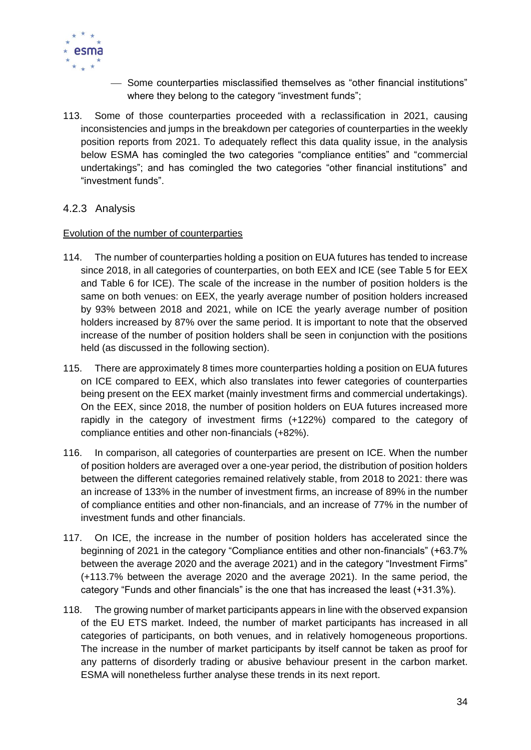- Some counterparties misclassified themselves as "other financial institutions" where they belong to the category "investment funds";

113. Some of those counterparties proceeded with a reclassification in 2021, causing inconsistencies and jumps in the breakdown per categories of counterparties in the weekly position reports from 2021. To adequately reflect this data quality issue, in the analysis below ESMA has comingled the two categories "compliance entities" and "commercial undertakings"; and has comingled the two categories "other financial institutions" and "investment funds".

### 4.2.3 Analysis

Evolution of the number of counterparties

114. The number of counterparties holding a position on EUA futures has tended to increase since 2018, in all categories of counterparties, on both EEX and ICE (see Table 5 for EEX and Table 6 for ICE). The scale of the increase in the number of position holders is the same on both venues: on EEX, the yearly average number of position holders increased by 93% between 2018 and 2021, while on ICE the yearly average number of position holders increased by 87% over the same period. It is important to note that the observed increase of the number of position holders shall be seen in conjunction with the positions held (as discussed in the following section).

115. There are approximately 8 times more counterparties holding a position on EUA futures on ICE compared to EEX, which also translates into fewer categories of counterparties being present on the EEX market (mainly investment firms and commercial undertakings). On the EEX, since 2018, the number of position holders on EUA futures increased more rapidly in the category of investment firms (+122%) compared to the category of compliance entities and other non-financials (+82%).

116. In comparison, all categories of counterparties are present on ICE. When the number of position holders are averaged over a one-year period, the distribution of position holders between the different categories remained relatively stable, from 2018 to 2021: there was an increase of 133% in the number of investment firms, an increase of 89% in the number of compliance entities and other non-financials, and an increase of 77% in the number of investment funds and other financials.

117. On ICE, the increase in the number of position holders has accelerated since the beginning of 2021 in the category "Compliance entities and other non-financials" (+63.7% between the average 2020 and the average 2021) and in the category "Investment Firms" (+113.7% between the average 2020 and the average 2021). In the same period, the category "Funds and other financials" is the one that has increased the least (+31.3%).

118. The growing number of market participants appears in line with the observed expansion of the EU ETS market. Indeed, the number of market participants has increased in all categories of participants, on both venues, and in relatively homogeneous proportions. The increase in the number of market participants by itself cannot be taken as proof for any patterns of disorderly trading or abusive behaviour present in the carbon market. ESMA will nonetheless further analyse these trends in its next report.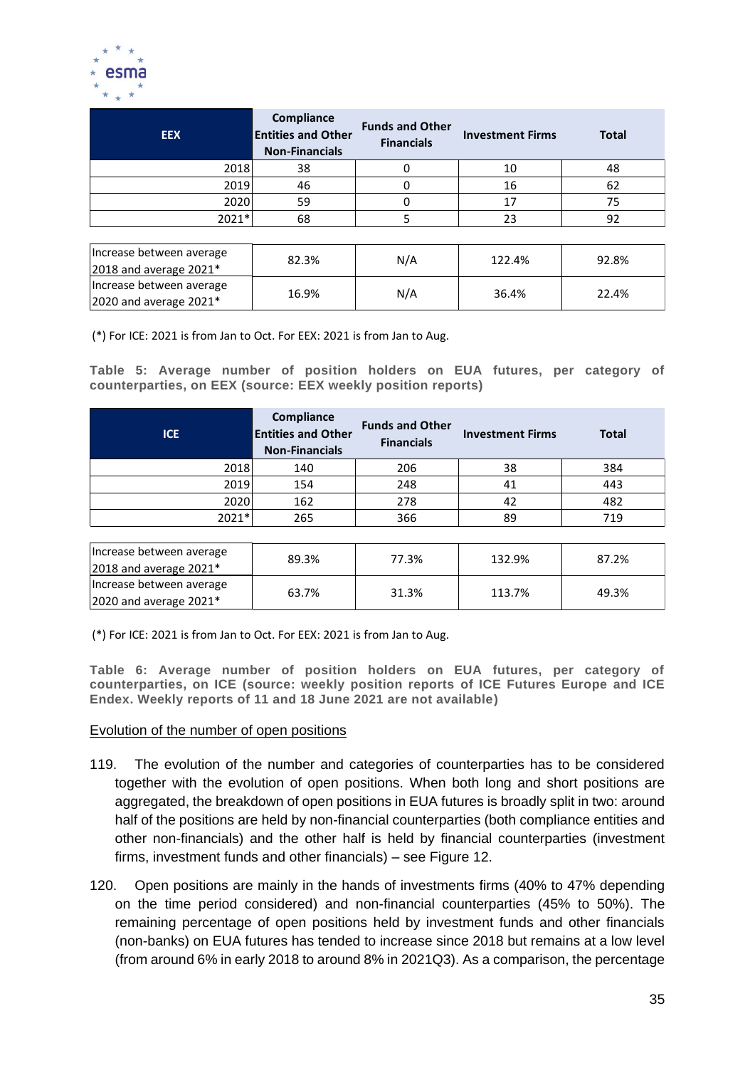| EEX | Compliance Entities and Other Non-Financials | Funds and Other Financials | Investment Firms | Total |
|---|---|---|---|---|
| 2018 | 38 | 0 | 10 | 48 |
| 2019 | 46 | 0 | 16 | 62 |
| 2020 | 59 | 0 | 17 | 75 |
| 2021* | 68 | 5 | 23 | 92 |
| Increase between average 2018 and average 2021* | 82.3% | N/A | 122.4% | 92.8% |
| Increase between average 2020 and average 2021* | 16.9% | N/A | 36.4% | 22.4% |

(*) For ICE: 2021 is from Jan to Oct. For EEX: 2021 is from Jan to Aug.

**Table 5: Average number of position holders on EUA futures, per category of counterparties, on EEX (source: EEX weekly position reports)**

| ICE | Compliance Entities and Other Non-Financials | Funds and Other Financials | Investment Firms | Total |
|---|---|---|---|---|
| 2018 | 140 | 206 | 38 | 384 |
| 2019 | 154 | 248 | 41 | 443 |
| 2020 | 162 | 278 | 42 | 482 |
| 2021* | 265 | 366 | 89 | 719 |
| Increase between average 2018 and average 2021* | 89.3% | 77.3% | 132.9% | 87.2% |
| Increase between average 2020 and average 2021* | 63.7% | 31.3% | 113.7% | 49.3% |

(*) For ICE: 2021 is from Jan to Oct. For EEX: 2021 is from Jan to Aug.

**Table 6: Average number of position holders on EUA futures, per category of counterparties, on ICE (source: weekly position reports of ICE Futures Europe and ICE Endex. Weekly reports of 11 and 18 June 2021 are not available)**

Evolution of the number of open positions

119. The evolution of the number and categories of counterparties has to be considered together with the evolution of open positions. When both long and short positions are aggregated, the breakdown of open positions in EUA futures is broadly split in two: around half of the positions are held by non-financial counterparties (both compliance entities and other non-financials) and the other half is held by financial counterparties (investment firms, investment funds and other financials) – see Figure 12.

120. Open positions are mainly in the hands of investments firms (40% to 47% depending on the time period considered) and non-financial counterparties (45% to 50%). The remaining percentage of open positions held by investment funds and other financials (non-banks) on EUA futures has tended to increase since 2018 but remains at a low level (from around 6% in early 2018 to around 8% in 2021Q3). As a comparison, the percentage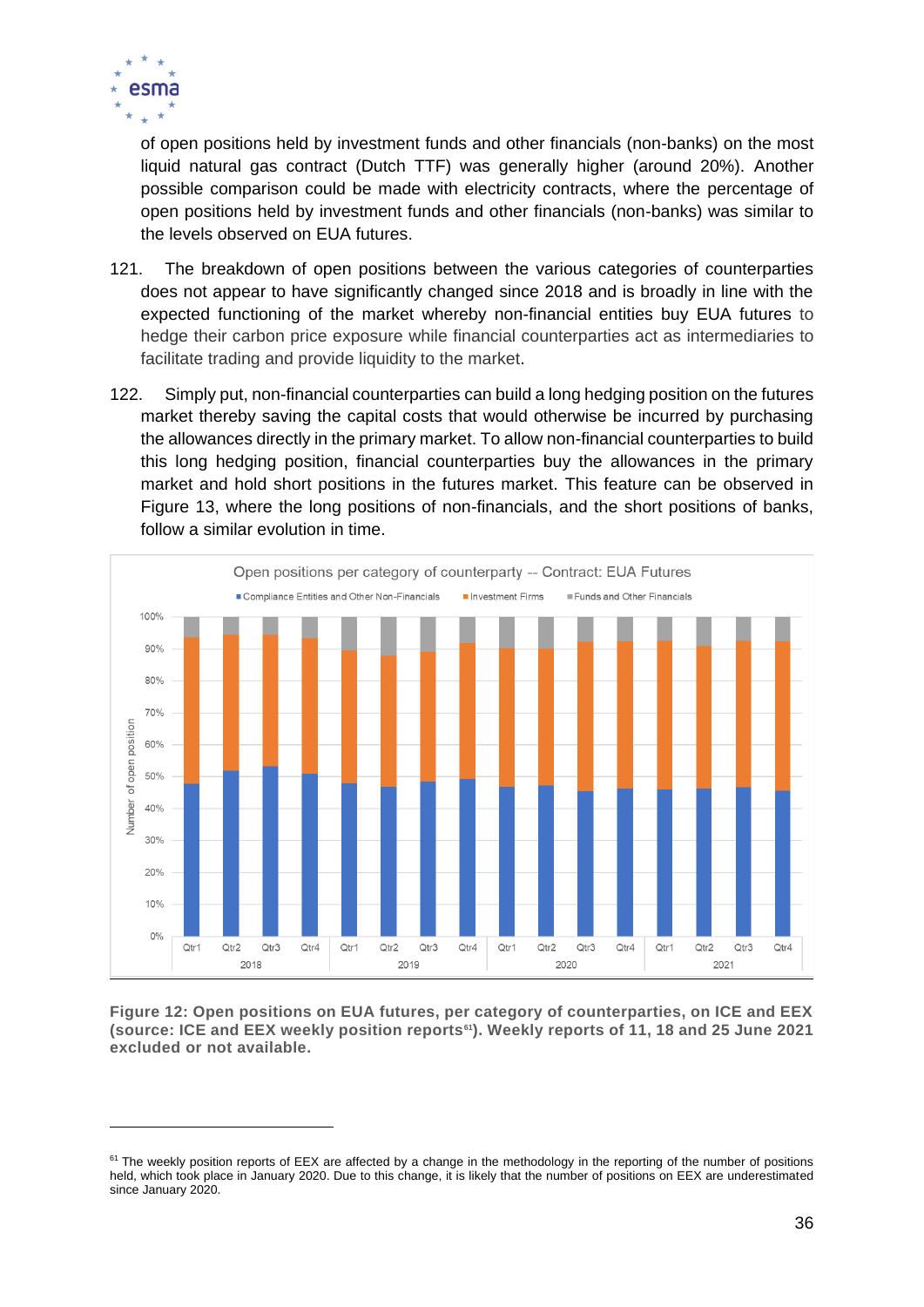of open positions held by investment funds and other financials (non-banks) on the most liquid natural gas contract (Dutch TTF) was generally higher (around 20%). Another possible comparison could be made with electricity contracts, where the percentage of open positions held by investment funds and other financials (non-banks) was similar to the levels observed on EUA futures.

121. The breakdown of open positions between the various categories of counterparties does not appear to have significantly changed since 2018 and is broadly in line with the expected functioning of the market whereby non-financial entities buy EUA futures to hedge their carbon price exposure while financial counterparties act as intermediaries to facilitate trading and provide liquidity to the market.

122. Simply put, non-financial counterparties can build a long hedging position on the futures market thereby saving the capital costs that would otherwise be incurred by purchasing the allowances directly in the primary market. To allow non-financial counterparties to build this long hedging position, financial counterparties buy the allowances in the primary market and hold short positions in the futures market. This feature can be observed in Figure 13, where the long positions of non-financials, and the short positions of banks, follow a similar evolution in time.

**Figure 12: Open positions on EUA futures, per category of counterparties, on ICE and EEX (source: ICE and EEX weekly position reports[61]). Weekly reports of 11, 18 and 25 June 2021 excluded or not available.**

[61] The weekly position reports of EEX are affected by a change in the methodology in the reporting of the number of positions held, which took place in January 2020. Due to this change, it is likely that the number of positions on EEX are underestimated since January 2020.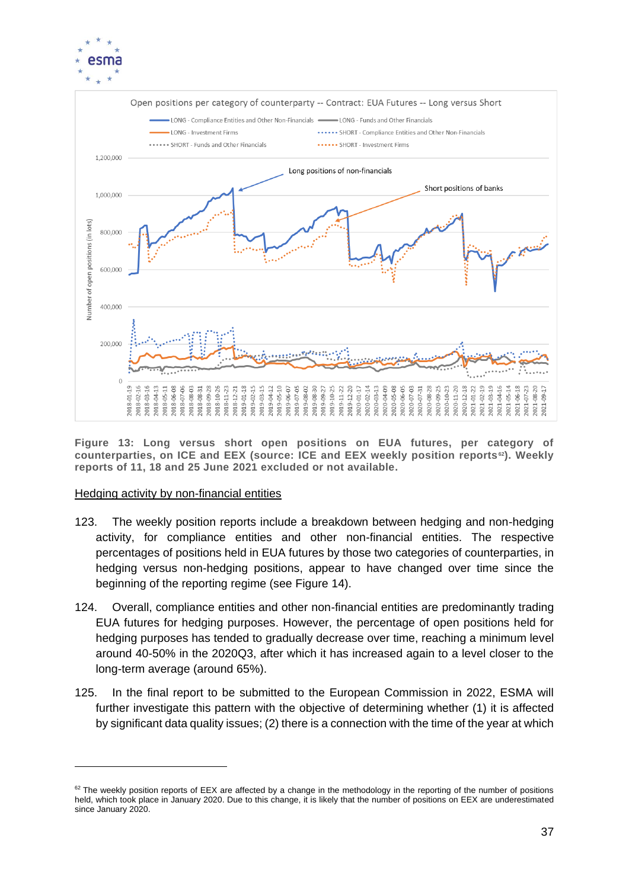**Figure 13: Long versus short open positions on EUA futures, per category of counterparties, on ICE and EEX (source: ICE and EEX weekly position reports[62]). Weekly reports of 11, 18 and 25 June 2021 excluded or not available.**

Hedging activity by non-financial entities

123. The weekly position reports include a breakdown between hedging and non-hedging activity, for compliance entities and other non-financial entities. The respective percentages of positions held in EUA futures by those two categories of counterparties, in hedging versus non-hedging positions, appear to have changed over time since the beginning of the reporting regime (see Figure 14).

124. Overall, compliance entities and other non-financial entities are predominantly trading EUA futures for hedging purposes. However, the percentage of open positions held for hedging purposes has tended to gradually decrease over time, reaching a minimum level around 40-50% in the 2020Q3, after which it has increased again to a level closer to the long-term average (around 65%).

125. In the final report to be submitted to the European Commission in 2022, ESMA will further investigate this pattern with the objective of determining whether (1) it is affected by significant data quality issues; (2) there is a connection with the time of the year at which

[62] The weekly position reports of EEX are affected by a change in the methodology in the reporting of the number of positions held, which took place in January 2020. Due to this change, it is likely that the number of positions on EEX are underestimated since January 2020.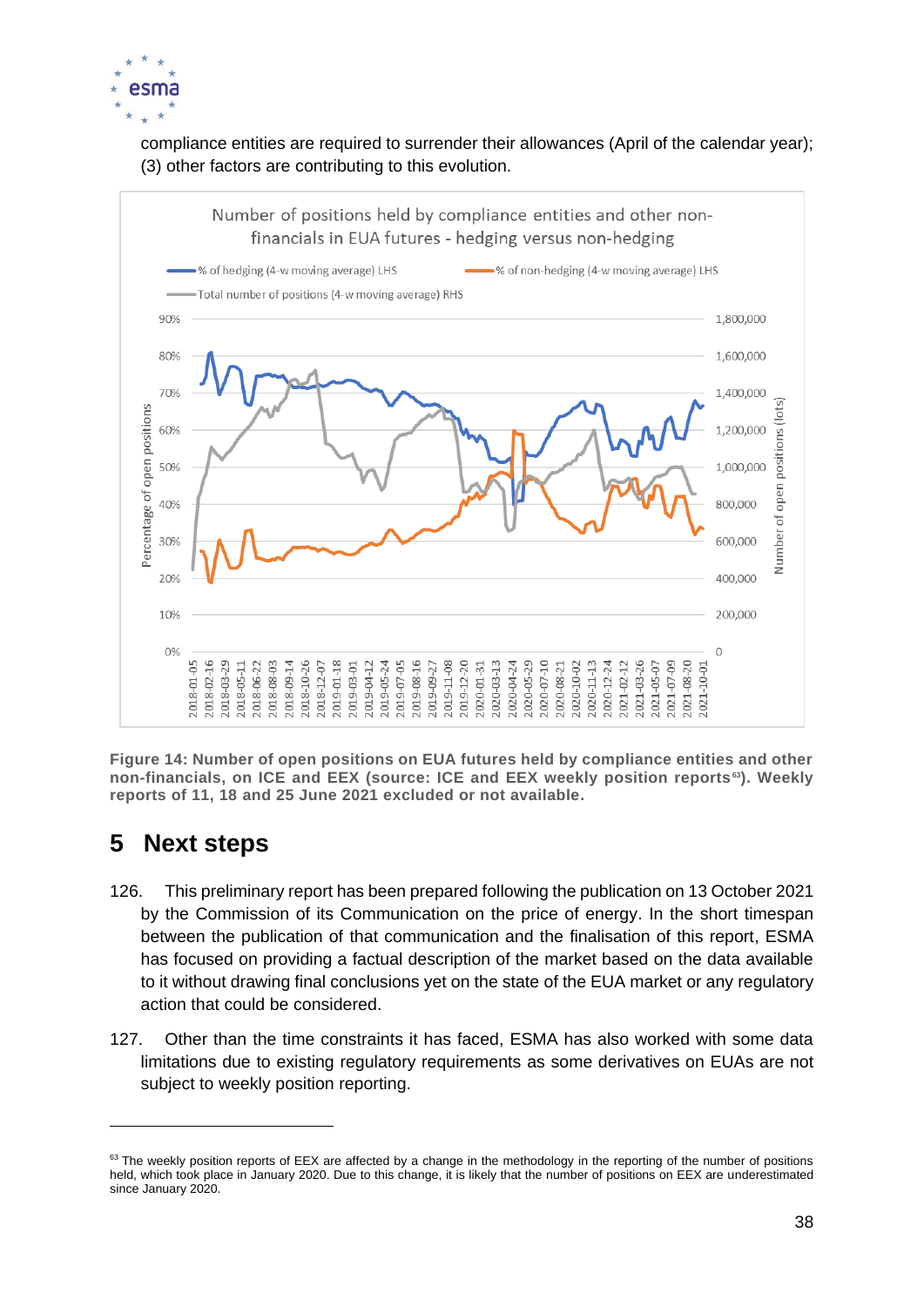compliance entities are required to surrender their allowances (April of the calendar year); (3) other factors are contributing to this evolution.

**Figure 14: Number of open positions on EUA futures held by compliance entities and other non-financials, on ICE and EEX (source: ICE and EEX weekly position reports[63]). Weekly reports of 11, 18 and 25 June 2021 excluded or not available.**

# 5 Next steps

126. This preliminary report has been prepared following the publication on 13 October 2021 by the Commission of its Communication on the price of energy. In the short timespan between the publication of that communication and the finalisation of this report, ESMA has focused on providing a factual description of the market based on the data available to it without drawing final conclusions yet on the state of the EUA market or any regulatory action that could be considered.

127. Other than the time constraints it has faced, ESMA has also worked with some data limitations due to existing regulatory requirements as some derivatives on EUAs are not subject to weekly position reporting.

[63] The weekly position reports of EEX are affected by a change in the methodology in the reporting of the number of positions held, which took place in January 2020. Due to this change, it is likely that the number of positions on EEX are underestimated since January 2020.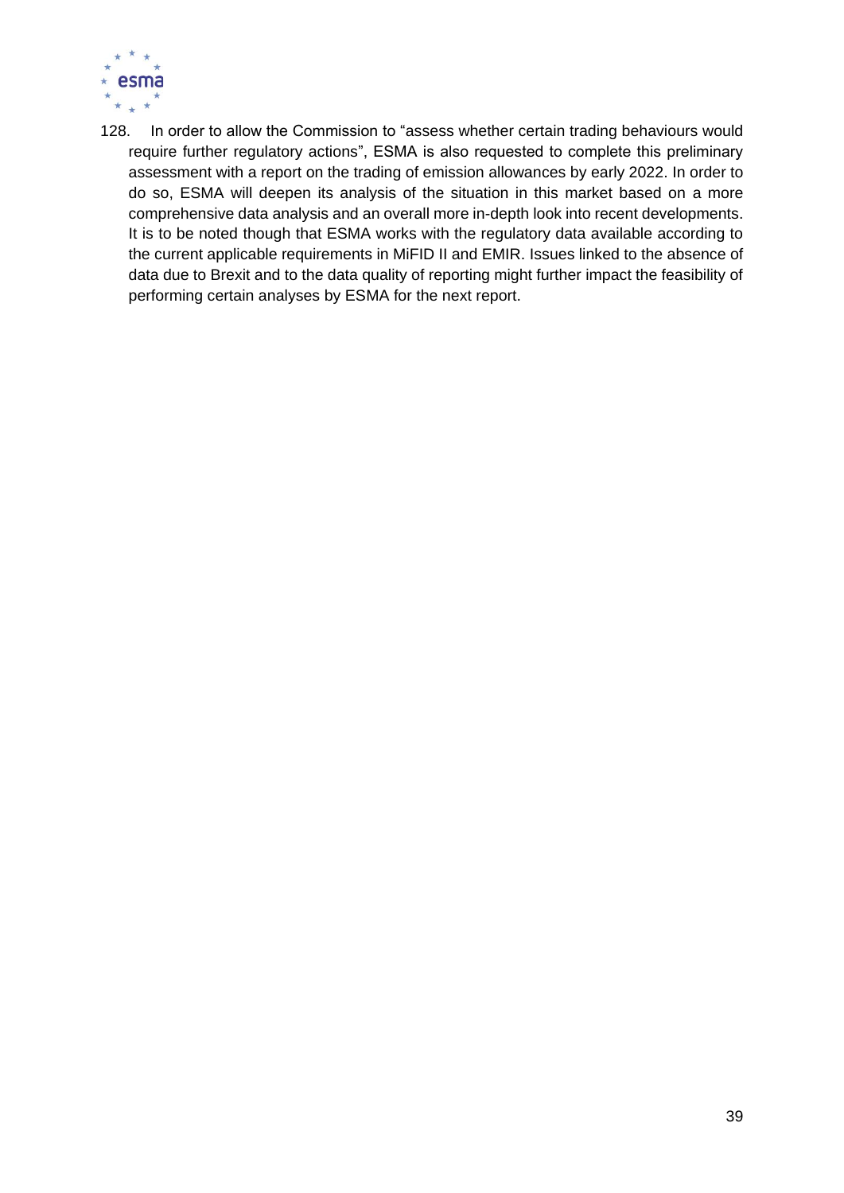128. In order to allow the Commission to "assess whether certain trading behaviours would require further regulatory actions", ESMA is also requested to complete this preliminary assessment with a report on the trading of emission allowances by early 2022. In order to do so, ESMA will deepen its analysis of the situation in this market based on a more comprehensive data analysis and an overall more in-depth look into recent developments. It is to be noted though that ESMA works with the regulatory data available according to the current applicable requirements in MiFID II and EMIR. Issues linked to the absence of data due to Brexit and to the data quality of reporting might further impact the feasibility of performing certain analyses by ESMA for the next report.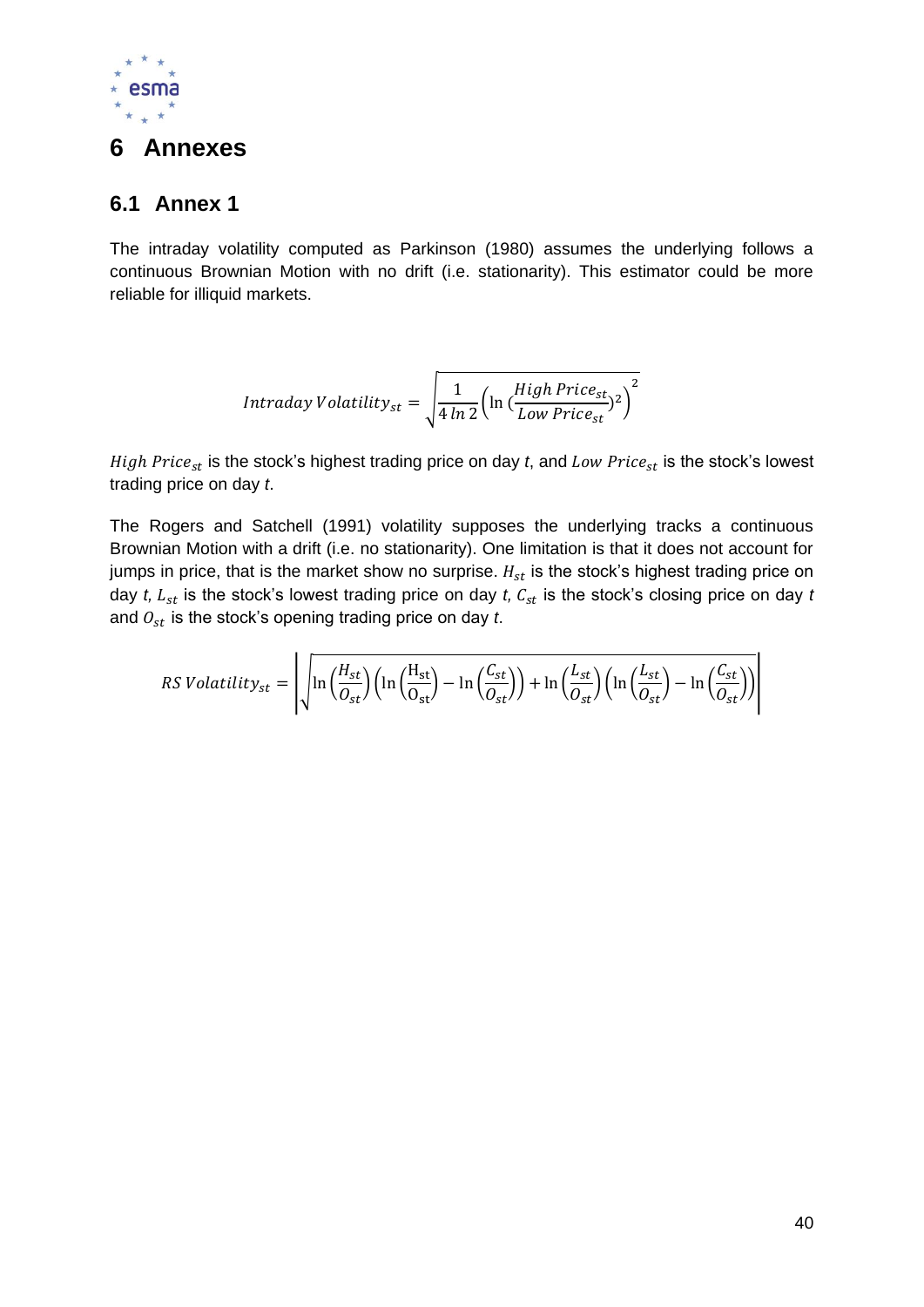# 6 Annexes

## 6.1 Annex 1

The intraday volatility computed as Parkinson (1980) assumes the underlying follows a continuous Brownian Motion with no drift (i.e. stationarity). This estimator could be more reliable for illiquid markets.

$$Intraday\,Volatility_{st} = \sqrt{\frac{1}{4\,ln\,2}\left(\ln\,(\frac{High\,Price_{st}}{Low\,Price_{st}})^2\right)^2}$$

$High\,Price_{st}$ is the stock's highest trading price on day *t*, and $Low\,Price_{st}$ is the stock's lowest trading price on day *t*.

The Rogers and Satchell (1991) volatility supposes the underlying tracks a continuous Brownian Motion with a drift (i.e. no stationarity). One limitation is that it does not account for jumps in price, that is the market show no surprise. $H_{st}$ is the stock's highest trading price on day *t*, $L_{st}$ is the stock's lowest trading price on day *t*, $C_{st}$ is the stock's closing price on day *t* and $O_{st}$ is the stock's opening trading price on day *t*.

$$RS\,Volatility_{st} = \left|\sqrt{\ln\left(\frac{H_{st}}{O_{st}}\right)\left(\ln\left(\frac{\mathrm{H_{st}}}{\mathrm{O_{st}}}\right) - \ln\left(\frac{C_{st}}{O_{st}}\right)\right) + \ln\left(\frac{L_{st}}{O_{st}}\right)\left(\ln\left(\frac{L_{st}}{O_{st}}\right) - \ln\left(\frac{C_{st}}{O_{st}}\right)\right)}\right|$$